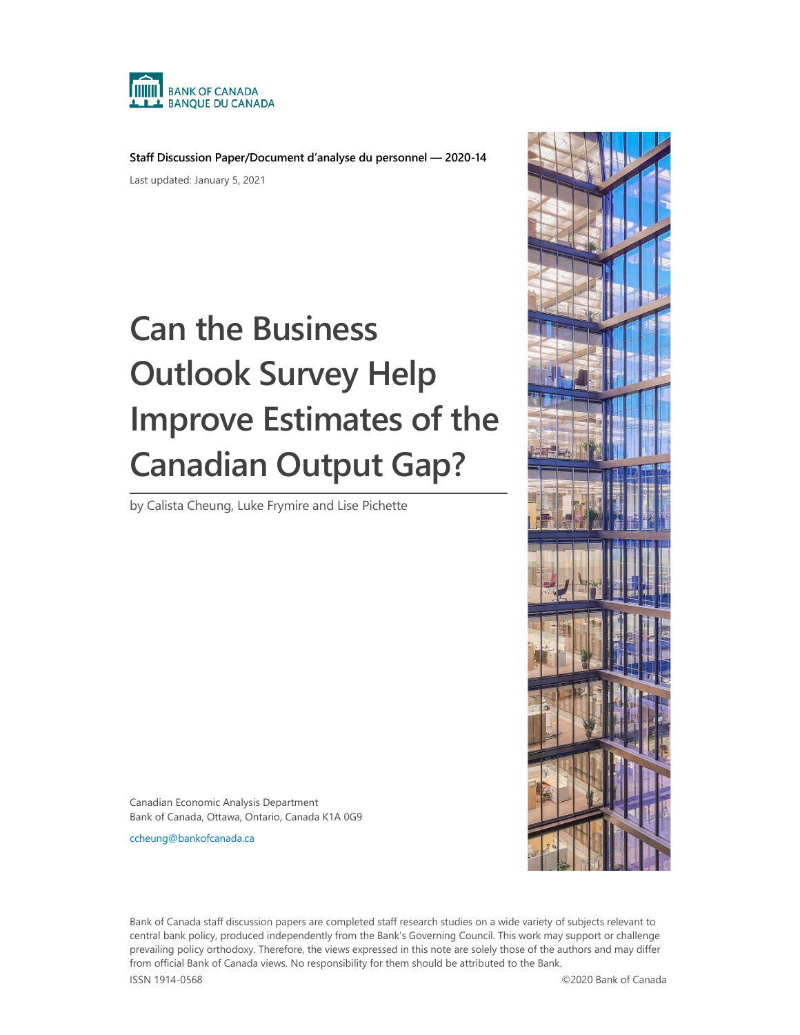BANK OF CANADA
BANQUE DU CANADA

**Staff Discussion Paper/Document d'analyse du personnel — 2020-14**

Last updated: January 5, 2021

# Can the Business Outlook Survey Help Improve Estimates of the Canadian Output Gap?

by Calista Cheung, Luke Frymire and Lise Pichette

Canadian Economic Analysis Department
Bank of Canada, Ottawa, Ontario, Canada K1A 0G9

ccheung@bankofcanada.ca

Bank of Canada staff discussion papers are completed staff research studies on a wide variety of subjects relevant to central bank policy, produced independently from the Bank's Governing Council. This work may support or challenge prevailing policy orthodoxy. Therefore, the views expressed in this note are solely those of the authors and may differ from official Bank of Canada views. No responsibility for them should be attributed to the Bank.

ISSN 1914-0568 ©2020 Bank of Canada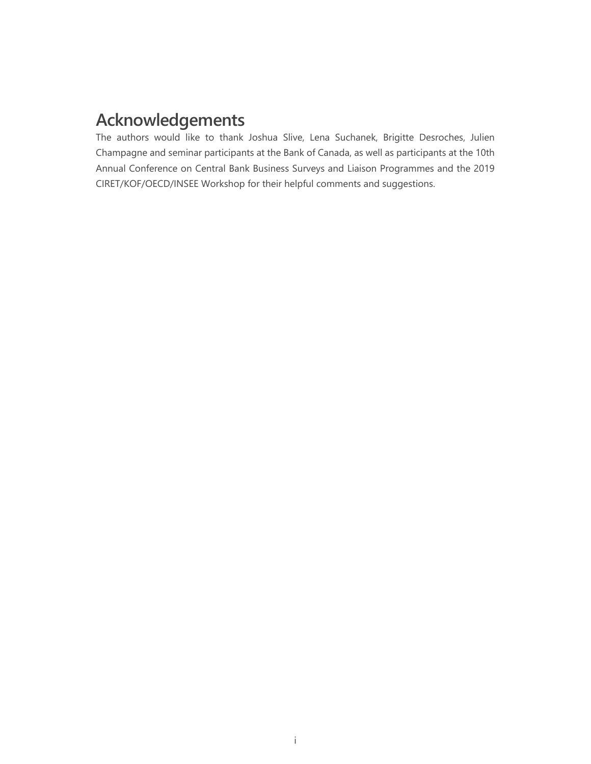# Acknowledgements

The authors would like to thank Joshua Slive, Lena Suchanek, Brigitte Desroches, Julien Champagne and seminar participants at the Bank of Canada, as well as participants at the 10th Annual Conference on Central Bank Business Surveys and Liaison Programmes and the 2019 CIRET/KOF/OECD/INSEE Workshop for their helpful comments and suggestions.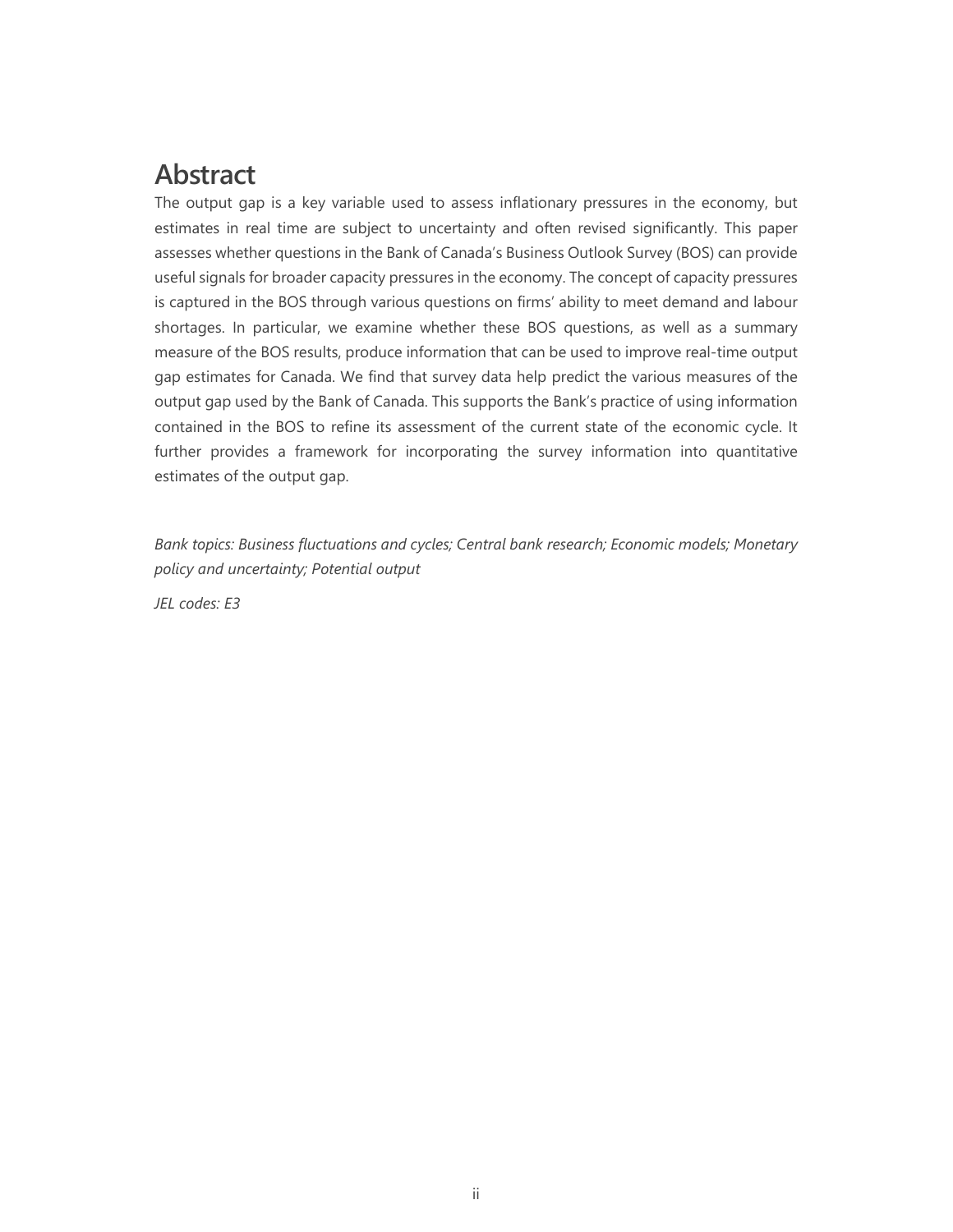# Abstract

The output gap is a key variable used to assess inflationary pressures in the economy, but estimates in real time are subject to uncertainty and often revised significantly. This paper assesses whether questions in the Bank of Canada's Business Outlook Survey (BOS) can provide useful signals for broader capacity pressures in the economy. The concept of capacity pressures is captured in the BOS through various questions on firms' ability to meet demand and labour shortages. In particular, we examine whether these BOS questions, as well as a summary measure of the BOS results, produce information that can be used to improve real-time output gap estimates for Canada. We find that survey data help predict the various measures of the output gap used by the Bank of Canada. This supports the Bank's practice of using information contained in the BOS to refine its assessment of the current state of the economic cycle. It further provides a framework for incorporating the survey information into quantitative estimates of the output gap.

*Bank topics: Business fluctuations and cycles; Central bank research; Economic models; Monetary policy and uncertainty; Potential output*

*JEL codes: E3*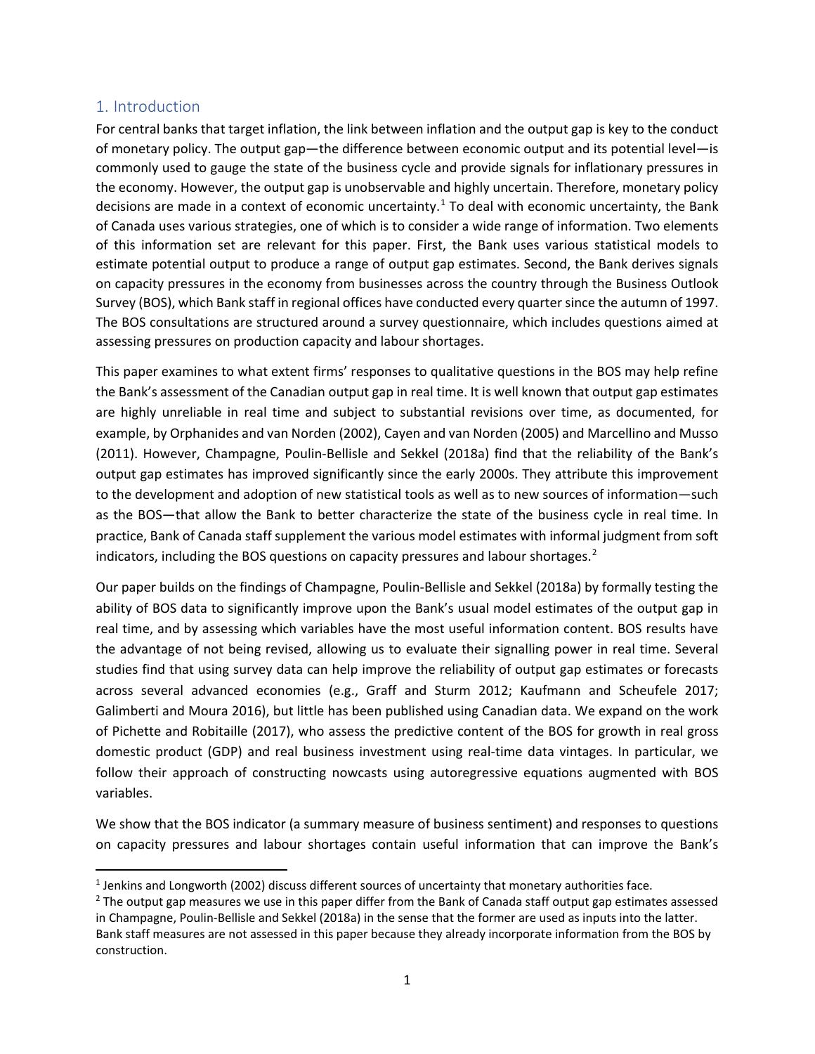## 1. Introduction

For central banks that target inflation, the link between inflation and the output gap is key to the conduct of monetary policy. The output gap—the difference between economic output and its potential level—is commonly used to gauge the state of the business cycle and provide signals for inflationary pressures in the economy. However, the output gap is unobservable and highly uncertain. Therefore, monetary policy decisions are made in a context of economic uncertainty.[1] To deal with economic uncertainty, the Bank of Canada uses various strategies, one of which is to consider a wide range of information. Two elements of this information set are relevant for this paper. First, the Bank uses various statistical models to estimate potential output to produce a range of output gap estimates. Second, the Bank derives signals on capacity pressures in the economy from businesses across the country through the Business Outlook Survey (BOS), which Bank staff in regional offices have conducted every quarter since the autumn of 1997. The BOS consultations are structured around a survey questionnaire, which includes questions aimed at assessing pressures on production capacity and labour shortages.

This paper examines to what extent firms' responses to qualitative questions in the BOS may help refine the Bank's assessment of the Canadian output gap in real time. It is well known that output gap estimates are highly unreliable in real time and subject to substantial revisions over time, as documented, for example, by Orphanides and van Norden (2002), Cayen and van Norden (2005) and Marcellino and Musso (2011). However, Champagne, Poulin-Bellisle and Sekkel (2018a) find that the reliability of the Bank's output gap estimates has improved significantly since the early 2000s. They attribute this improvement to the development and adoption of new statistical tools as well as to new sources of information—such as the BOS—that allow the Bank to better characterize the state of the business cycle in real time. In practice, Bank of Canada staff supplement the various model estimates with informal judgment from soft indicators, including the BOS questions on capacity pressures and labour shortages.[2]

Our paper builds on the findings of Champagne, Poulin-Bellisle and Sekkel (2018a) by formally testing the ability of BOS data to significantly improve upon the Bank's usual model estimates of the output gap in real time, and by assessing which variables have the most useful information content. BOS results have the advantage of not being revised, allowing us to evaluate their signalling power in real time. Several studies find that using survey data can help improve the reliability of output gap estimates or forecasts across several advanced economies (e.g., Graff and Sturm 2012; Kaufmann and Scheufele 2017; Galimberti and Moura 2016), but little has been published using Canadian data. We expand on the work of Pichette and Robitaille (2017), who assess the predictive content of the BOS for growth in real gross domestic product (GDP) and real business investment using real-time data vintages. In particular, we follow their approach of constructing nowcasts using autoregressive equations augmented with BOS variables.

We show that the BOS indicator (a summary measure of business sentiment) and responses to questions on capacity pressures and labour shortages contain useful information that can improve the Bank's

[1] Jenkins and Longworth (2002) discuss different sources of uncertainty that monetary authorities face.

[2] The output gap measures we use in this paper differ from the Bank of Canada staff output gap estimates assessed in Champagne, Poulin-Bellisle and Sekkel (2018a) in the sense that the former are used as inputs into the latter. Bank staff measures are not assessed in this paper because they already incorporate information from the BOS by construction.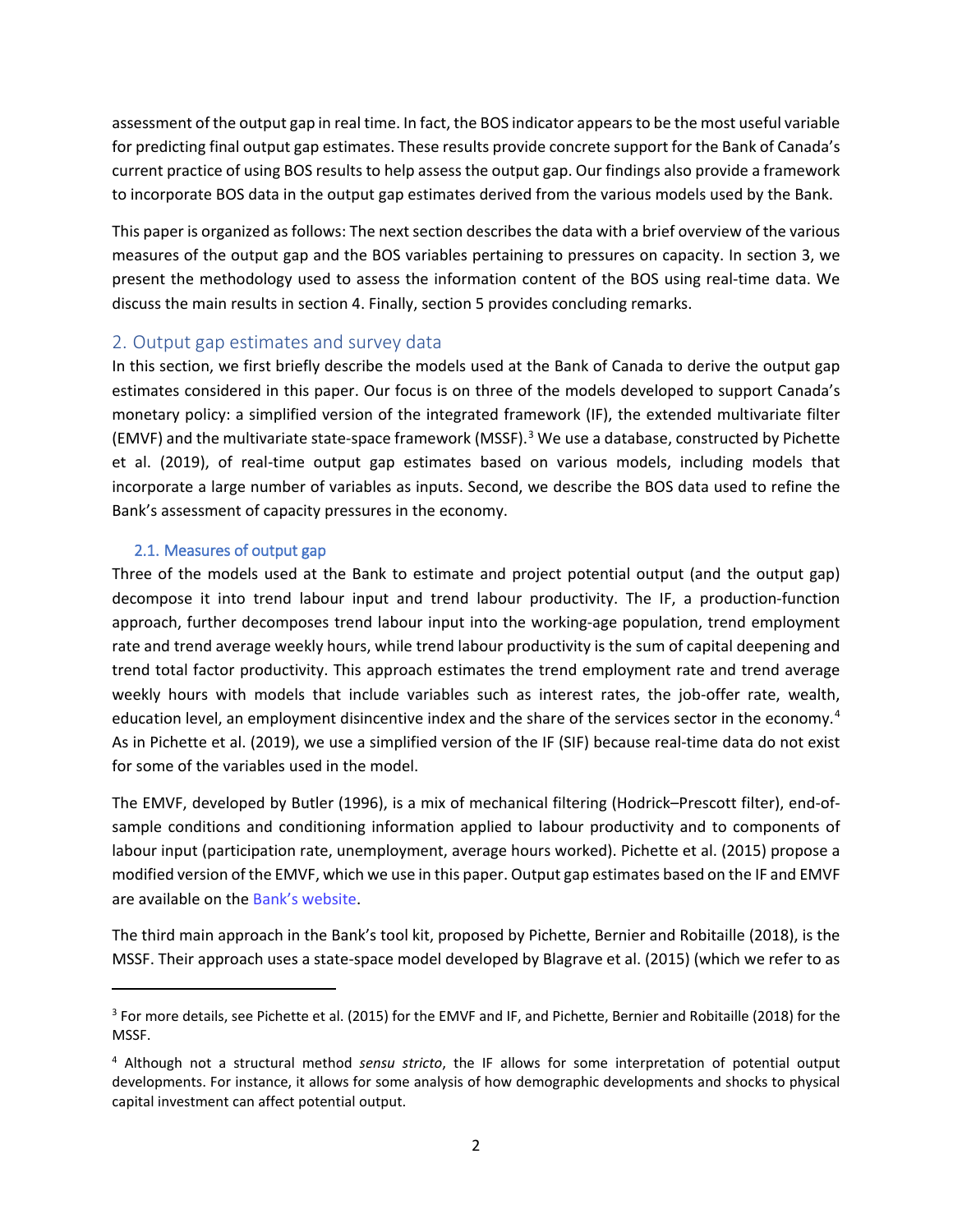assessment of the output gap in real time. In fact, the BOS indicator appears to be the most useful variable for predicting final output gap estimates. These results provide concrete support for the Bank of Canada's current practice of using BOS results to help assess the output gap. Our findings also provide a framework to incorporate BOS data in the output gap estimates derived from the various models used by the Bank.

This paper is organized as follows: The next section describes the data with a brief overview of the various measures of the output gap and the BOS variables pertaining to pressures on capacity. In section 3, we present the methodology used to assess the information content of the BOS using real-time data. We discuss the main results in section 4. Finally, section 5 provides concluding remarks.

## 2. Output gap estimates and survey data

In this section, we first briefly describe the models used at the Bank of Canada to derive the output gap estimates considered in this paper. Our focus is on three of the models developed to support Canada's monetary policy: a simplified version of the integrated framework (IF), the extended multivariate filter (EMVF) and the multivariate state-space framework (MSSF).[3] We use a database, constructed by Pichette et al. (2019), of real-time output gap estimates based on various models, including models that incorporate a large number of variables as inputs. Second, we describe the BOS data used to refine the Bank's assessment of capacity pressures in the economy.

### 2.1. Measures of output gap

Three of the models used at the Bank to estimate and project potential output (and the output gap) decompose it into trend labour input and trend labour productivity. The IF, a production-function approach, further decomposes trend labour input into the working-age population, trend employment rate and trend average weekly hours, while trend labour productivity is the sum of capital deepening and trend total factor productivity. This approach estimates the trend employment rate and trend average weekly hours with models that include variables such as interest rates, the job-offer rate, wealth, education level, an employment disincentive index and the share of the services sector in the economy.[4] As in Pichette et al. (2019), we use a simplified version of the IF (SIF) because real-time data do not exist for some of the variables used in the model.

The EMVF, developed by Butler (1996), is a mix of mechanical filtering (Hodrick–Prescott filter), end-of-sample conditions and conditioning information applied to labour productivity and to components of labour input (participation rate, unemployment, average hours worked). Pichette et al. (2015) propose a modified version of the EMVF, which we use in this paper. Output gap estimates based on the IF and EMVF are available on the Bank's website.

The third main approach in the Bank's tool kit, proposed by Pichette, Bernier and Robitaille (2018), is the MSSF. Their approach uses a state-space model developed by Blagrave et al. (2015) (which we refer to as

---

[3] For more details, see Pichette et al. (2015) for the EMVF and IF, and Pichette, Bernier and Robitaille (2018) for the MSSF.

[4] Although not a structural method *sensu stricto*, the IF allows for some interpretation of potential output developments. For instance, it allows for some analysis of how demographic developments and shocks to physical capital investment can affect potential output.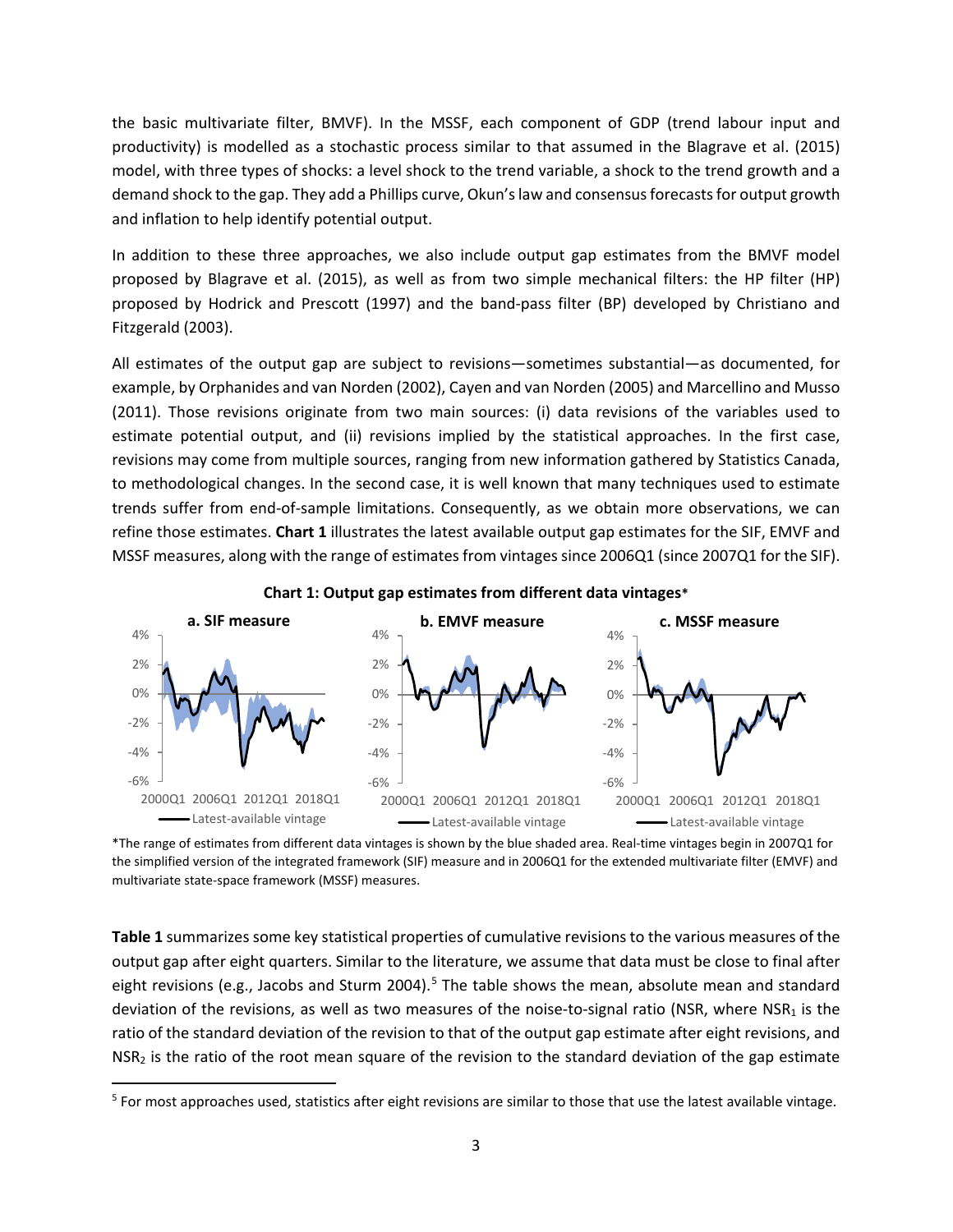the basic multivariate filter, BMVF). In the MSSF, each component of GDP (trend labour input and productivity) is modelled as a stochastic process similar to that assumed in the Blagrave et al. (2015) model, with three types of shocks: a level shock to the trend variable, a shock to the trend growth and a demand shock to the gap. They add a Phillips curve, Okun's law and consensus forecasts for output growth and inflation to help identify potential output.

In addition to these three approaches, we also include output gap estimates from the BMVF model proposed by Blagrave et al. (2015), as well as from two simple mechanical filters: the HP filter (HP) proposed by Hodrick and Prescott (1997) and the band-pass filter (BP) developed by Christiano and Fitzgerald (2003).

All estimates of the output gap are subject to revisions—sometimes substantial—as documented, for example, by Orphanides and van Norden (2002), Cayen and van Norden (2005) and Marcellino and Musso (2011). Those revisions originate from two main sources: (i) data revisions of the variables used to estimate potential output, and (ii) revisions implied by the statistical approaches. In the first case, revisions may come from multiple sources, ranging from new information gathered by Statistics Canada, to methodological changes. In the second case, it is well known that many techniques used to estimate trends suffer from end-of-sample limitations. Consequently, as we obtain more observations, we can refine those estimates. **Chart 1** illustrates the latest available output gap estimates for the SIF, EMVF and MSSF measures, along with the range of estimates from vintages since 2006Q1 (since 2007Q1 for the SIF).

**Chart 1: Output gap estimates from different data vintages***

**a. SIF measure** | **b. EMVF measure** | **c. MSSF measure**

*The range of estimates from different data vintages is shown by the blue shaded area. Real-time vintages begin in 2007Q1 for the simplified version of the integrated framework (SIF) measure and in 2006Q1 for the extended multivariate filter (EMVF) and multivariate state-space framework (MSSF) measures.

**Table 1** summarizes some key statistical properties of cumulative revisions to the various measures of the output gap after eight quarters. Similar to the literature, we assume that data must be close to final after eight revisions (e.g., Jacobs and Sturm 2004).[5] The table shows the mean, absolute mean and standard deviation of the revisions, as well as two measures of the noise-to-signal ratio (NSR, where $NSR_1$ is the ratio of the standard deviation of the revision to that of the output gap estimate after eight revisions, and $NSR_2$ is the ratio of the root mean square of the revision to the standard deviation of the gap estimate

[5] For most approaches used, statistics after eight revisions are similar to those that use the latest available vintage.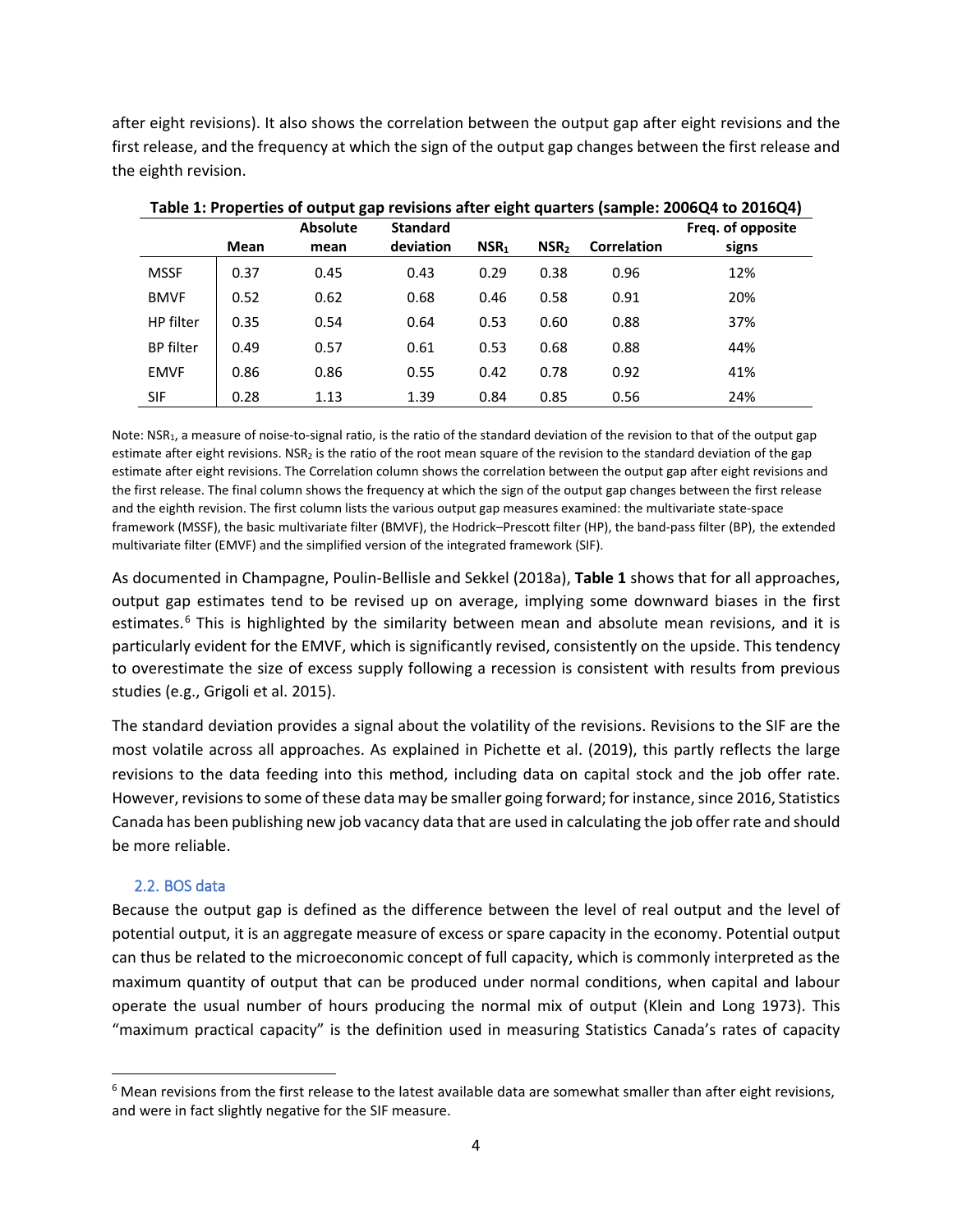after eight revisions). It also shows the correlation between the output gap after eight revisions and the first release, and the frequency at which the sign of the output gap changes between the first release and the eighth revision.

**Table 1: Properties of output gap revisions after eight quarters (sample: 2006Q4 to 2016Q4)**

| | Mean | Absolute mean | Standard deviation | $NSR_1$ | $NSR_2$ | Correlation | Freq. of opposite signs |
|---|---|---|---|---|---|---|---|
| MSSF | 0.37 | 0.45 | 0.43 | 0.29 | 0.38 | 0.96 | 12% |
| BMVF | 0.52 | 0.62 | 0.68 | 0.46 | 0.58 | 0.91 | 20% |
| HP filter | 0.35 | 0.54 | 0.64 | 0.53 | 0.60 | 0.88 | 37% |
| BP filter | 0.49 | 0.57 | 0.61 | 0.53 | 0.68 | 0.88 | 44% |
| EMVF | 0.86 | 0.86 | 0.55 | 0.42 | 0.78 | 0.92 | 41% |
| SIF | 0.28 | 1.13 | 1.39 | 0.84 | 0.85 | 0.56 | 24% |

Note: $NSR_1$, a measure of noise-to-signal ratio, is the ratio of the standard deviation of the revision to that of the output gap estimate after eight revisions. $NSR_2$ is the ratio of the root mean square of the revision to the standard deviation of the gap estimate after eight revisions. The Correlation column shows the correlation between the output gap after eight revisions and the first release. The final column shows the frequency at which the sign of the output gap changes between the first release and the eighth revision. The first column lists the various output gap measures examined: the multivariate state-space framework (MSSF), the basic multivariate filter (BMVF), the Hodrick–Prescott filter (HP), the band-pass filter (BP), the extended multivariate filter (EMVF) and the simplified version of the integrated framework (SIF).

As documented in Champagne, Poulin-Bellisle and Sekkel (2018a), **Table 1** shows that for all approaches, output gap estimates tend to be revised up on average, implying some downward biases in the first estimates.[6] This is highlighted by the similarity between mean and absolute mean revisions, and it is particularly evident for the EMVF, which is significantly revised, consistently on the upside. This tendency to overestimate the size of excess supply following a recession is consistent with results from previous studies (e.g., Grigoli et al. 2015).

The standard deviation provides a signal about the volatility of the revisions. Revisions to the SIF are the most volatile across all approaches. As explained in Pichette et al. (2019), this partly reflects the large revisions to the data feeding into this method, including data on capital stock and the job offer rate. However, revisions to some of these data may be smaller going forward; for instance, since 2016, Statistics Canada has been publishing new job vacancy data that are used in calculating the job offer rate and should be more reliable.

## 2.2. BOS data

Because the output gap is defined as the difference between the level of real output and the level of potential output, it is an aggregate measure of excess or spare capacity in the economy. Potential output can thus be related to the microeconomic concept of full capacity, which is commonly interpreted as the maximum quantity of output that can be produced under normal conditions, when capital and labour operate the usual number of hours producing the normal mix of output (Klein and Long 1973). This "maximum practical capacity" is the definition used in measuring Statistics Canada's rates of capacity

[6] Mean revisions from the first release to the latest available data are somewhat smaller than after eight revisions, and were in fact slightly negative for the SIF measure.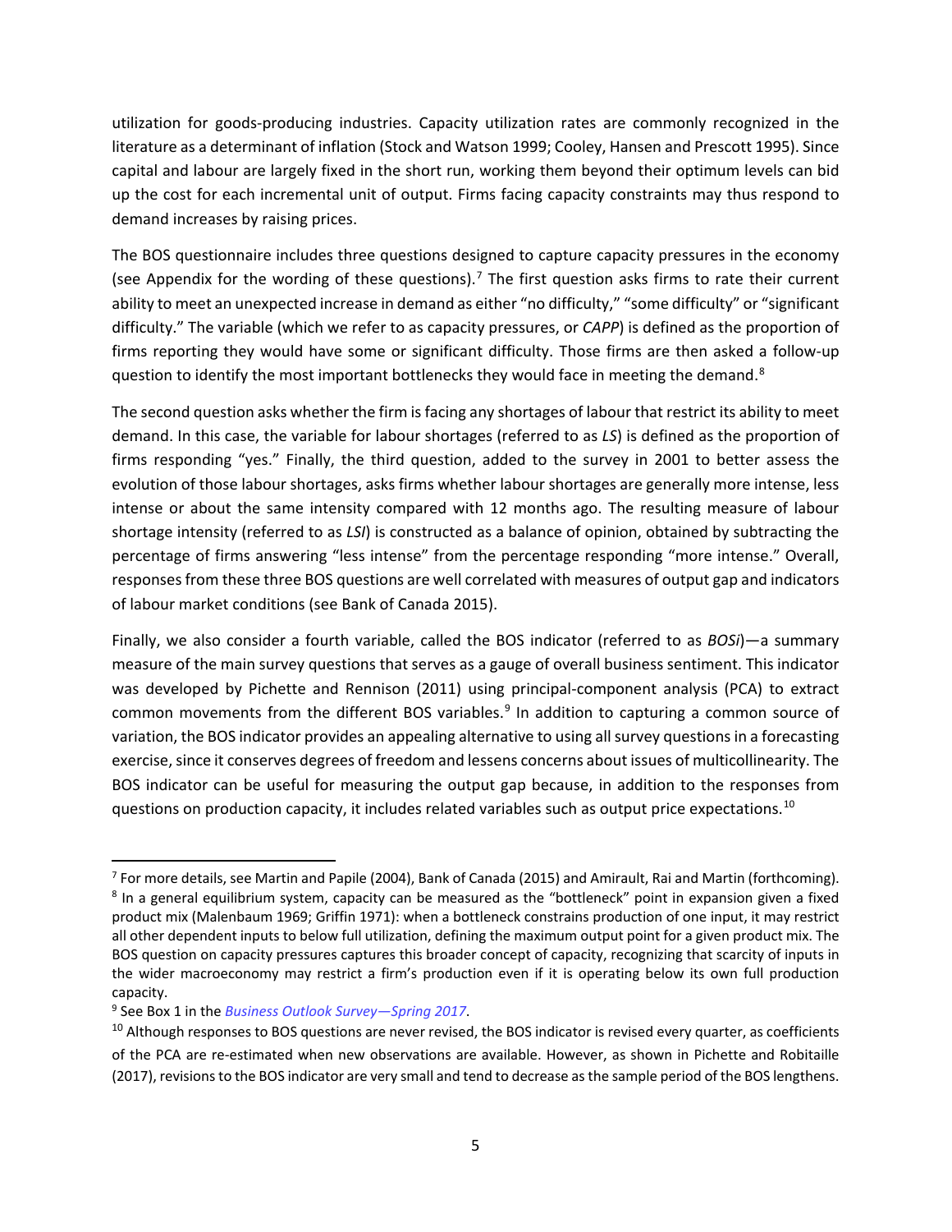utilization for goods-producing industries. Capacity utilization rates are commonly recognized in the literature as a determinant of inflation (Stock and Watson 1999; Cooley, Hansen and Prescott 1995). Since capital and labour are largely fixed in the short run, working them beyond their optimum levels can bid up the cost for each incremental unit of output. Firms facing capacity constraints may thus respond to demand increases by raising prices.

The BOS questionnaire includes three questions designed to capture capacity pressures in the economy (see Appendix for the wording of these questions).[7] The first question asks firms to rate their current ability to meet an unexpected increase in demand as either "no difficulty," "some difficulty" or "significant difficulty." The variable (which we refer to as capacity pressures, or *CAPP*) is defined as the proportion of firms reporting they would have some or significant difficulty. Those firms are then asked a follow-up question to identify the most important bottlenecks they would face in meeting the demand.[8]

The second question asks whether the firm is facing any shortages of labour that restrict its ability to meet demand. In this case, the variable for labour shortages (referred to as *LS*) is defined as the proportion of firms responding "yes." Finally, the third question, added to the survey in 2001 to better assess the evolution of those labour shortages, asks firms whether labour shortages are generally more intense, less intense or about the same intensity compared with 12 months ago. The resulting measure of labour shortage intensity (referred to as *LSI*) is constructed as a balance of opinion, obtained by subtracting the percentage of firms answering "less intense" from the percentage responding "more intense." Overall, responses from these three BOS questions are well correlated with measures of output gap and indicators of labour market conditions (see Bank of Canada 2015).

Finally, we also consider a fourth variable, called the BOS indicator (referred to as *BOSi*)—a summary measure of the main survey questions that serves as a gauge of overall business sentiment. This indicator was developed by Pichette and Rennison (2011) using principal-component analysis (PCA) to extract common movements from the different BOS variables.[9] In addition to capturing a common source of variation, the BOS indicator provides an appealing alternative to using all survey questions in a forecasting exercise, since it conserves degrees of freedom and lessens concerns about issues of multicollinearity. The BOS indicator can be useful for measuring the output gap because, in addition to the responses from questions on production capacity, it includes related variables such as output price expectations.[10]

---

[7] For more details, see Martin and Papile (2004), Bank of Canada (2015) and Amirault, Rai and Martin (forthcoming).

[8] In a general equilibrium system, capacity can be measured as the "bottleneck" point in expansion given a fixed product mix (Malenbaum 1969; Griffin 1971): when a bottleneck constrains production of one input, it may restrict all other dependent inputs to below full utilization, defining the maximum output point for a given product mix. The BOS question on capacity pressures captures this broader concept of capacity, recognizing that scarcity of inputs in the wider macroeconomy may restrict a firm's production even if it is operating below its own full production capacity.

[9] See Box 1 in the *Business Outlook Survey—Spring 2017*.

[10] Although responses to BOS questions are never revised, the BOS indicator is revised every quarter, as coefficients of the PCA are re-estimated when new observations are available. However, as shown in Pichette and Robitaille (2017), revisions to the BOS indicator are very small and tend to decrease as the sample period of the BOS lengthens.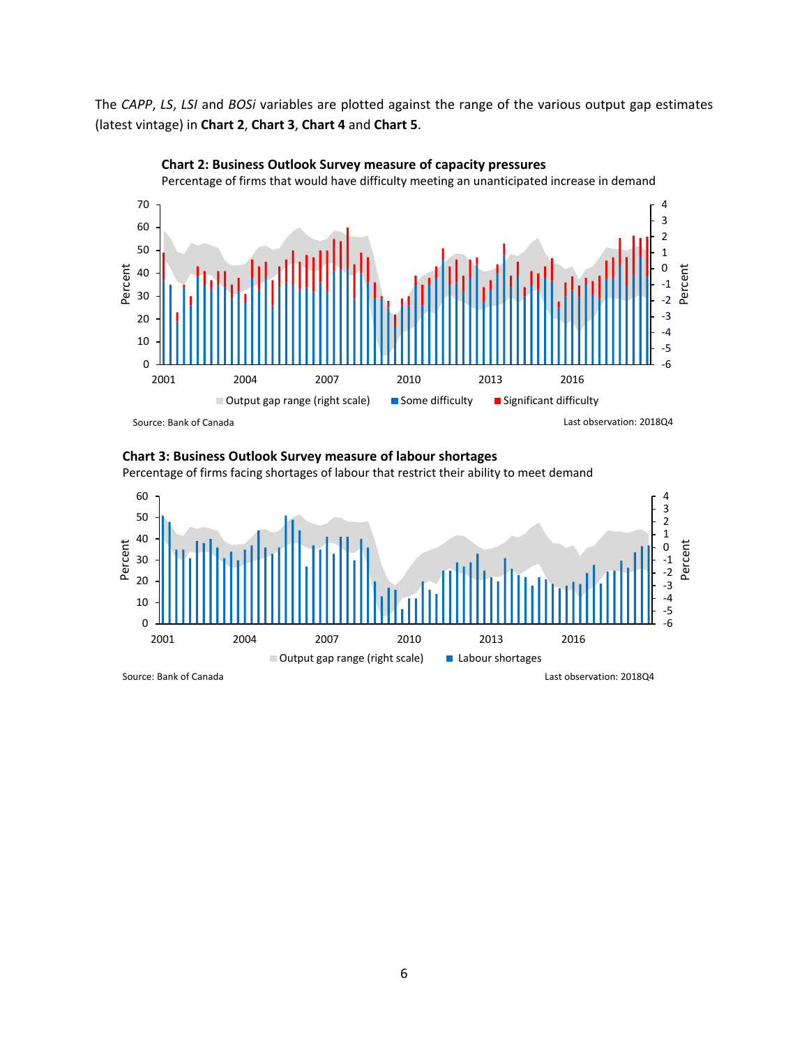The *CAPP*, *LS*, *LSI* and *BOSi* variables are plotted against the range of the various output gap estimates (latest vintage) in **Chart 2**, **Chart 3**, **Chart 4** and **Chart 5**.

**Chart 2: Business Outlook Survey measure of capacity pressures**

Percentage of firms that would have difficulty meeting an unanticipated increase in demand

Source: Bank of Canada

Last observation: 2018Q4

**Chart 3: Business Outlook Survey measure of labour shortages**

Percentage of firms facing shortages of labour that restrict their ability to meet demand

Source: Bank of Canada

Last observation: 2018Q4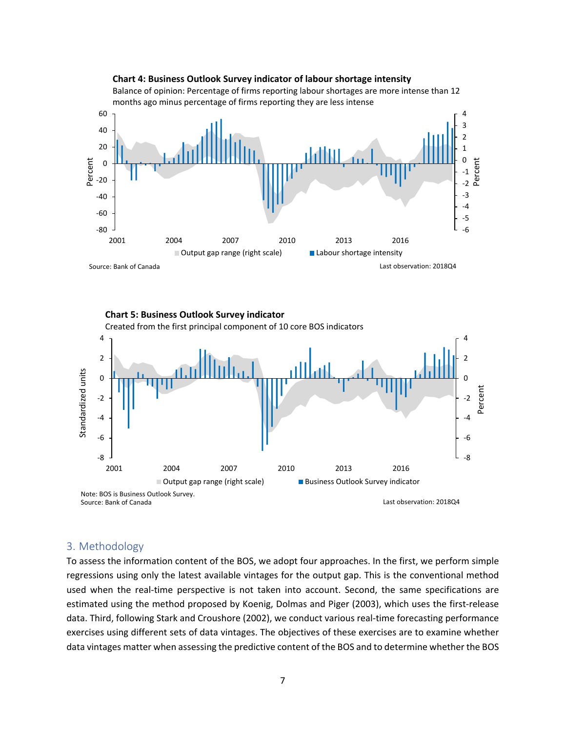**Chart 4: Business Outlook Survey indicator of labour shortage intensity**

Balance of opinion: Percentage of firms reporting labour shortages are more intense than 12 months ago minus percentage of firms reporting they are less intense

Output gap range (right scale) ■ Labour shortage intensity

Source: Bank of Canada

Last observation: 2018Q4

**Chart 5: Business Outlook Survey indicator**

Created from the first principal component of 10 core BOS indicators

Output gap range (right scale) ■ Business Outlook Survey indicator

Note: BOS is Business Outlook Survey.
Source: Bank of Canada

Last observation: 2018Q4

## 3. Methodology

To assess the information content of the BOS, we adopt four approaches. In the first, we perform simple regressions using only the latest available vintages for the output gap. This is the conventional method used when the real-time perspective is not taken into account. Second, the same specifications are estimated using the method proposed by Koenig, Dolmas and Piger (2003), which uses the first-release data. Third, following Stark and Croushore (2002), we conduct various real-time forecasting performance exercises using different sets of data vintages. The objectives of these exercises are to examine whether data vintages matter when assessing the predictive content of the BOS and to determine whether the BOS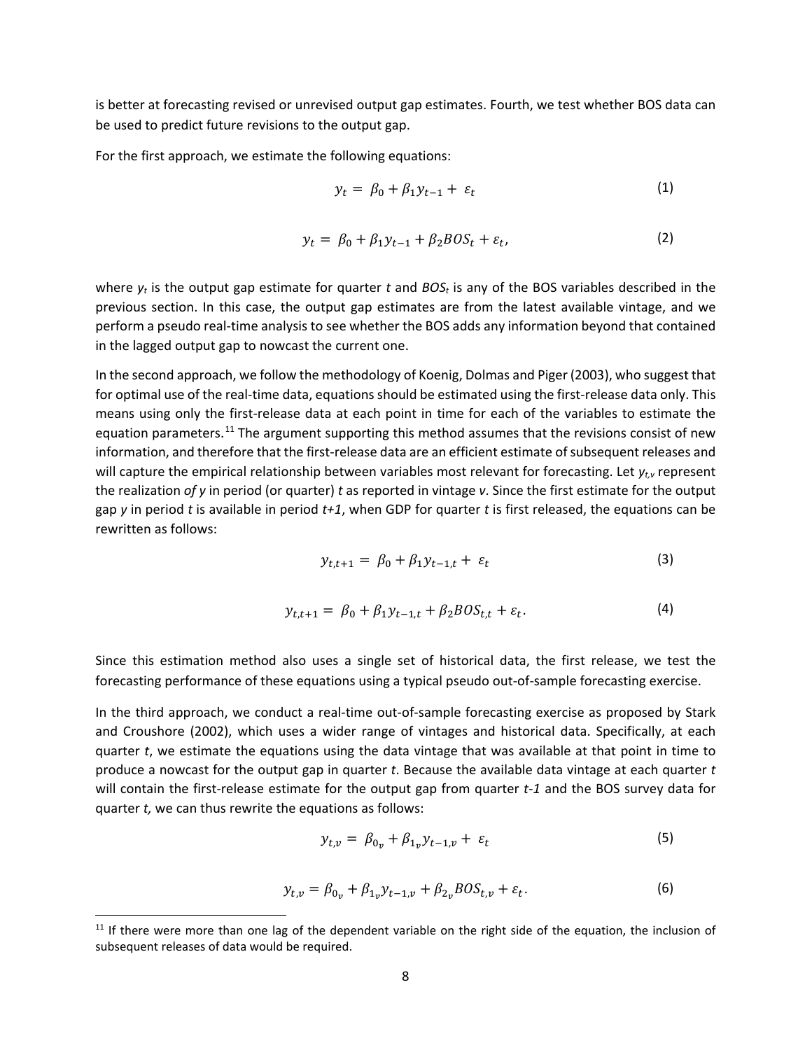is better at forecasting revised or unrevised output gap estimates. Fourth, we test whether BOS data can be used to predict future revisions to the output gap.

For the first approach, we estimate the following equations:

$$y_t = \beta_0 + \beta_1 y_{t-1} + \varepsilon_t \tag{1}$$

$$y_t = \beta_0 + \beta_1 y_{t-1} + \beta_2 BOS_t + \varepsilon_t, \tag{2}$$

where $y_t$ is the output gap estimate for quarter *t* and $BOS_t$ is any of the BOS variables described in the previous section. In this case, the output gap estimates are from the latest available vintage, and we perform a pseudo real-time analysis to see whether the BOS adds any information beyond that contained in the lagged output gap to nowcast the current one.

In the second approach, we follow the methodology of Koenig, Dolmas and Piger (2003), who suggest that for optimal use of the real-time data, equations should be estimated using the first-release data only. This means using only the first-release data at each point in time for each of the variables to estimate the equation parameters.[11] The argument supporting this method assumes that the revisions consist of new information, and therefore that the first-release data are an efficient estimate of subsequent releases and will capture the empirical relationship between variables most relevant for forecasting. Let $y_{t,v}$ represent the realization *of y* in period (or quarter) *t* as reported in vintage *v*. Since the first estimate for the output gap *y* in period *t* is available in period *t+1*, when GDP for quarter *t* is first released, the equations can be rewritten as follows:

$$y_{t,t+1} = \beta_0 + \beta_1 y_{t-1,t} + \varepsilon_t \tag{3}$$

$$y_{t,t+1} = \beta_0 + \beta_1 y_{t-1,t} + \beta_2 BOS_{t,t} + \varepsilon_t. \tag{4}$$

Since this estimation method also uses a single set of historical data, the first release, we test the forecasting performance of these equations using a typical pseudo out-of-sample forecasting exercise.

In the third approach, we conduct a real-time out-of-sample forecasting exercise as proposed by Stark and Croushore (2002), which uses a wider range of vintages and historical data. Specifically, at each quarter *t*, we estimate the equations using the data vintage that was available at that point in time to produce a nowcast for the output gap in quarter *t*. Because the available data vintage at each quarter *t* will contain the first-release estimate for the output gap from quarter *t-1* and the BOS survey data for quarter *t,* we can thus rewrite the equations as follows:

$$y_{t,v} = \beta_{0_v} + \beta_{1_v} y_{t-1,v} + \varepsilon_t \tag{5}$$

$$y_{t,v} = \beta_{0_v} + \beta_{1_v} y_{t-1,v} + \beta_{2_v} BOS_{t,v} + \varepsilon_t. \tag{6}$$

[11] If there were more than one lag of the dependent variable on the right side of the equation, the inclusion of subsequent releases of data would be required.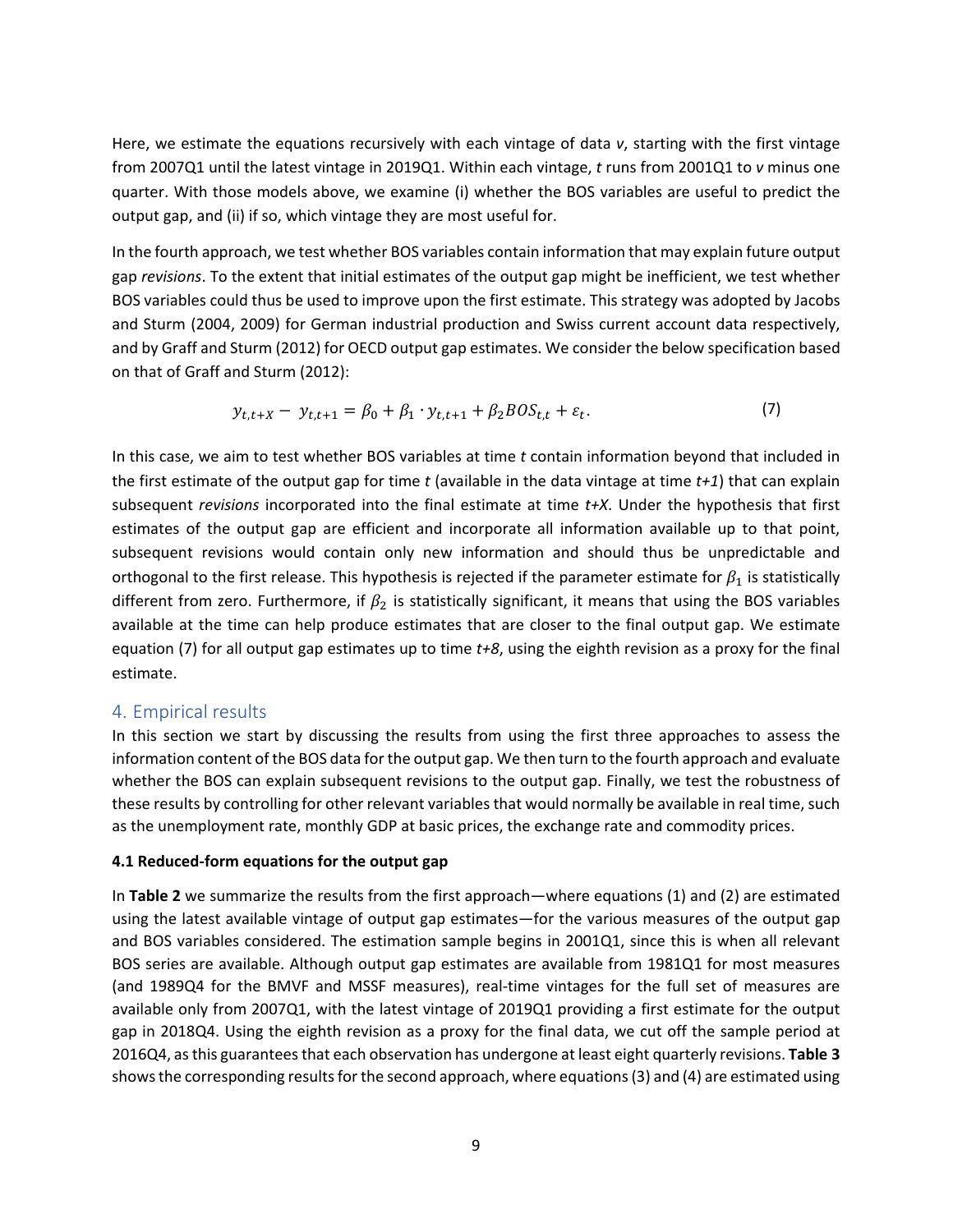Here, we estimate the equations recursively with each vintage of data *v*, starting with the first vintage from 2007Q1 until the latest vintage in 2019Q1. Within each vintage, *t* runs from 2001Q1 to *v* minus one quarter. With those models above, we examine (i) whether the BOS variables are useful to predict the output gap, and (ii) if so, which vintage they are most useful for.

In the fourth approach, we test whether BOS variables contain information that may explain future output gap *revisions*. To the extent that initial estimates of the output gap might be inefficient, we test whether BOS variables could thus be used to improve upon the first estimate. This strategy was adopted by Jacobs and Sturm (2004, 2009) for German industrial production and Swiss current account data respectively, and by Graff and Sturm (2012) for OECD output gap estimates. We consider the below specification based on that of Graff and Sturm (2012):

$$y_{t,t+X} - y_{t,t+1} = \beta_0 + \beta_1 \cdot y_{t,t+1} + \beta_2 BOS_{t,t} + \varepsilon_t. \tag{7}$$

In this case, we aim to test whether BOS variables at time *t* contain information beyond that included in the first estimate of the output gap for time *t* (available in the data vintage at time *t+1*) that can explain subsequent *revisions* incorporated into the final estimate at time *t+X*. Under the hypothesis that first estimates of the output gap are efficient and incorporate all information available up to that point, subsequent revisions would contain only new information and should thus be unpredictable and orthogonal to the first release. This hypothesis is rejected if the parameter estimate for $\beta_1$ is statistically different from zero. Furthermore, if $\beta_2$ is statistically significant, it means that using the BOS variables available at the time can help produce estimates that are closer to the final output gap. We estimate equation (7) for all output gap estimates up to time *t+8*, using the eighth revision as a proxy for the final estimate.

## 4. Empirical results

In this section we start by discussing the results from using the first three approaches to assess the information content of the BOS data for the output gap. We then turn to the fourth approach and evaluate whether the BOS can explain subsequent revisions to the output gap. Finally, we test the robustness of these results by controlling for other relevant variables that would normally be available in real time, such as the unemployment rate, monthly GDP at basic prices, the exchange rate and commodity prices.

### 4.1 Reduced-form equations for the output gap

In **Table 2** we summarize the results from the first approach—where equations (1) and (2) are estimated using the latest available vintage of output gap estimates—for the various measures of the output gap and BOS variables considered. The estimation sample begins in 2001Q1, since this is when all relevant BOS series are available. Although output gap estimates are available from 1981Q1 for most measures (and 1989Q4 for the BMVF and MSSF measures), real-time vintages for the full set of measures are available only from 2007Q1, with the latest vintage of 2019Q1 providing a first estimate for the output gap in 2018Q4. Using the eighth revision as a proxy for the final data, we cut off the sample period at 2016Q4, as this guarantees that each observation has undergone at least eight quarterly revisions. **Table 3** shows the corresponding results for the second approach, where equations (3) and (4) are estimated using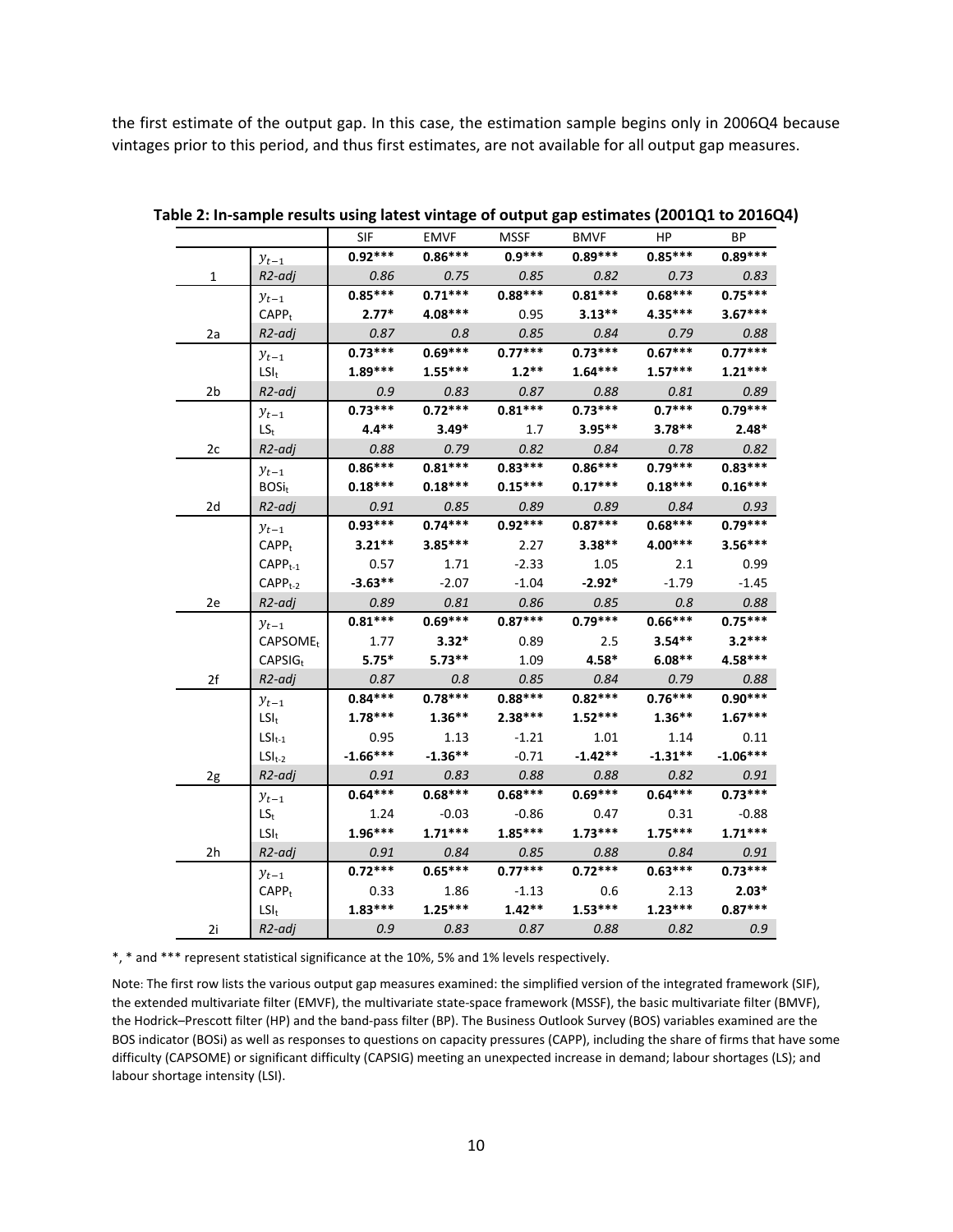the first estimate of the output gap. In this case, the estimation sample begins only in 2006Q4 because vintages prior to this period, and thus first estimates, are not available for all output gap measures.

**Table 2: In-sample results using latest vintage of output gap estimates (2001Q1 to 2016Q4)**

| | | SIF | EMVF | MSSF | BMVF | HP | BP |
|---|---|---|---|---|---|---|---|
| | $y_{t-1}$ | **0.92*** ** | **0.86*** ** | **0.9*** ** | **0.89*** ** | **0.85*** ** | **0.89*** ** |
| 1 | *R2-adj* | *0.86* | *0.75* | *0.85* | *0.82* | *0.73* | *0.83* |
| | $y_{t-1}$ | **0.85*** ** | **0.71*** ** | **0.88*** ** | **0.81*** ** | **0.68*** ** | **0.75*** ** |
| | $CAPP_t$ | **2.77*** | **4.08*** ** | 0.95 | **3.13** ** | **4.35*** ** | **3.67*** ** |
| 2a | *R2-adj* | *0.87* | *0.8* | *0.85* | *0.84* | *0.79* | *0.88* |
| | $y_{t-1}$ | **0.73*** ** | **0.69*** ** | **0.77*** ** | **0.73*** ** | **0.67*** ** | **0.77*** ** |
| | $LSI_t$ | **1.89*** ** | **1.55*** ** | **1.2** ** | **1.64*** ** | **1.57*** ** | **1.21*** ** |
| 2b | *R2-adj* | *0.9* | *0.83* | *0.87* | *0.88* | *0.81* | *0.89* |
| | $y_{t-1}$ | **0.73*** ** | **0.72*** ** | **0.81*** ** | **0.73*** ** | **0.7*** ** | **0.79*** ** |
| | $LS_t$ | **4.4** ** | **3.49*** | 1.7 | **3.95** ** | **3.78** ** | **2.48*** |
| 2c | *R2-adj* | *0.88* | *0.79* | *0.82* | *0.84* | *0.78* | *0.82* |
| | $y_{t-1}$ | **0.86*** ** | **0.81*** ** | **0.83*** ** | **0.86*** ** | **0.79*** ** | **0.83*** ** |
| | $BOSi_t$ | **0.18*** ** | **0.18*** ** | **0.15*** ** | **0.17*** ** | **0.18*** ** | **0.16*** ** |
| 2d | *R2-adj* | *0.91* | *0.85* | *0.89* | *0.89* | *0.84* | *0.93* |
| | $y_{t-1}$ | **0.93*** ** | **0.74*** ** | **0.92*** ** | **0.87*** ** | **0.68*** ** | **0.79*** ** |
| | $CAPP_t$ | **3.21** ** | **3.85*** ** | 2.27 | **3.38** ** | **4.00*** ** | **3.56*** ** |
| | $CAPP_{t-1}$ | 0.57 | 1.71 | -2.33 | 1.05 | 2.1 | 0.99 |
| | $CAPP_{t-2}$ | **-3.63** ** | -2.07 | -1.04 | **-2.92*** | -1.79 | -1.45 |
| 2e | *R2-adj* | *0.89* | *0.81* | *0.86* | *0.85* | *0.8* | *0.88* |
| | $y_{t-1}$ | **0.81*** ** | **0.69*** ** | **0.87*** ** | **0.79*** ** | **0.66*** ** | **0.75*** ** |
| | $CAPSOME_t$ | 1.77 | **3.32*** | 0.89 | 2.5 | **3.54** ** | **3.2*** ** |
| | $CAPSIG_t$ | **5.75*** | **5.73** ** | 1.09 | **4.58*** | **6.08** ** | **4.58*** ** |
| 2f | *R2-adj* | *0.87* | *0.8* | *0.85* | *0.84* | *0.79* | *0.88* |
| | $y_{t-1}$ | **0.84*** ** | **0.78*** ** | **0.88*** ** | **0.82*** ** | **0.76*** ** | **0.90*** ** |
| | $LSI_t$ | **1.78*** ** | **1.36** ** | **2.38*** ** | **1.52*** ** | **1.36** ** | **1.67*** ** |
| | $LSI_{t-1}$ | 0.95 | 1.13 | -1.21 | 1.01 | 1.14 | 0.11 |
| | $LSI_{t-2}$ | **-1.66*** ** | **-1.36** ** | -0.71 | **-1.42** ** | **-1.31** ** | **-1.06*** ** |
| 2g | *R2-adj* | *0.91* | *0.83* | *0.88* | *0.88* | *0.82* | *0.91* |
| | $y_{t-1}$ | **0.64*** ** | **0.68*** ** | **0.68*** ** | **0.69*** ** | **0.64*** ** | **0.73*** ** |
| | $LS_t$ | 1.24 | -0.03 | -0.86 | 0.47 | 0.31 | -0.88 |
| | $LSI_t$ | **1.96*** ** | **1.71*** ** | **1.85*** ** | **1.73*** ** | **1.75*** ** | **1.71*** ** |
| 2h | *R2-adj* | *0.91* | *0.84* | *0.85* | *0.88* | *0.84* | *0.91* |
| | $y_{t-1}$ | **0.72*** ** | **0.65*** ** | **0.77*** ** | **0.72*** ** | **0.63*** ** | **0.73*** ** |
| | $CAPP_t$ | 0.33 | 1.86 | -1.13 | 0.6 | 2.13 | **2.03*** |
| | $LSI_t$ | **1.83*** ** | **1.25*** ** | **1.42** ** | **1.53*** ** | **1.23*** ** | **0.87*** ** |
| 2i | *R2-adj* | *0.9* | *0.83* | *0.87* | *0.88* | *0.82* | *0.9* |

*, * and *** represent statistical significance at the 10%, 5% and 1% levels respectively.

Note: The first row lists the various output gap measures examined: the simplified version of the integrated framework (SIF), the extended multivariate filter (EMVF), the multivariate state-space framework (MSSF), the basic multivariate filter (BMVF), the Hodrick–Prescott filter (HP) and the band-pass filter (BP). The Business Outlook Survey (BOS) variables examined are the BOS indicator (BOSi) as well as responses to questions on capacity pressures (CAPP), including the share of firms that have some difficulty (CAPSOME) or significant difficulty (CAPSIG) meeting an unexpected increase in demand; labour shortages (LS); and labour shortage intensity (LSI).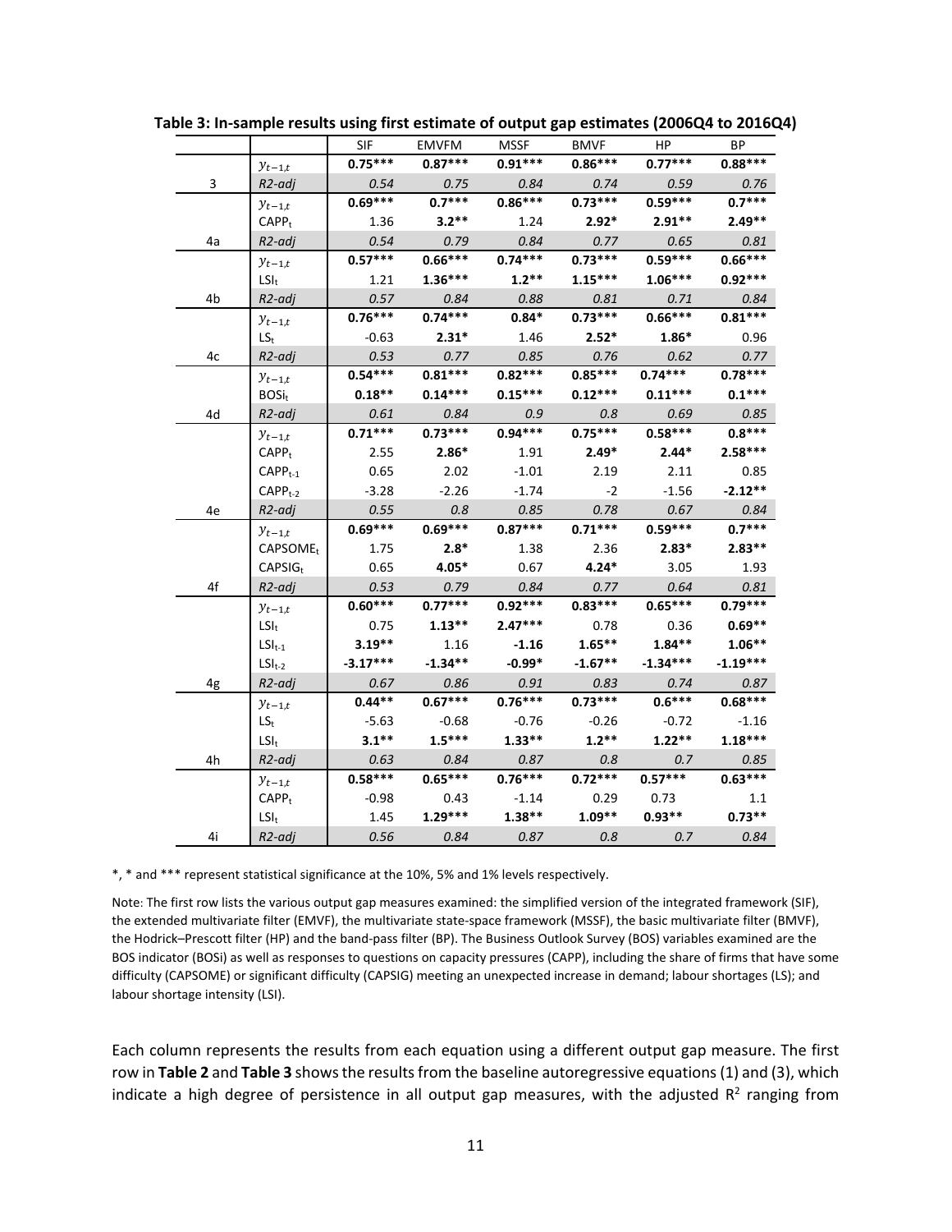**Table 3: In-sample results using first estimate of output gap estimates (2006Q4 to 2016Q4)**

| | | SIF | EMVFM | MSSF | BMVF | HP | BP |
|---|---|---|---|---|---|---|---|
| | $y_{t-1,t}$ | **0.75\*\*\*** | **0.87\*\*\*** | **0.91\*\*\*** | **0.86\*\*\*** | **0.77\*\*\*** | **0.88\*\*\*** |
| 3 | *R2-adj* | *0.54* | *0.75* | *0.84* | *0.74* | *0.59* | *0.76* |
| | $y_{t-1,t}$ | **0.69\*\*\*** | **0.7\*\*\*** | **0.86\*\*\*** | **0.73\*\*\*** | **0.59\*\*\*** | **0.7\*\*\*** |
| | $CAPP_t$ | 1.36 | **3.2\*\*** | 1.24 | **2.92\*** | **2.91\*\*** | **2.49\*\*** |
| 4a | *R2-adj* | *0.54* | *0.79* | *0.84* | *0.77* | *0.65* | *0.81* |
| | $y_{t-1,t}$ | **0.57\*\*\*** | **0.66\*\*\*** | **0.74\*\*\*** | **0.73\*\*\*** | **0.59\*\*\*** | **0.66\*\*\*** |
| | $LSI_t$ | 1.21 | **1.36\*\*\*** | **1.2\*\*** | **1.15\*\*\*** | **1.06\*\*\*** | **0.92\*\*\*** |
| 4b | *R2-adj* | *0.57* | *0.84* | *0.88* | *0.81* | *0.71* | *0.84* |
| | $y_{t-1,t}$ | **0.76\*\*\*** | **0.74\*\*\*** | **0.84\*** | **0.73\*\*\*** | **0.66\*\*\*** | **0.81\*\*\*** |
| | $LS_t$ | -0.63 | **2.31\*** | 1.46 | **2.52\*** | **1.86\*** | 0.96 |
| 4c | *R2-adj* | *0.53* | *0.77* | *0.85* | *0.76* | *0.62* | *0.77* |
| | $y_{t-1,t}$ | **0.54\*\*\*** | **0.81\*\*\*** | **0.82\*\*\*** | **0.85\*\*\*** | **0.74\*\*\*** | **0.78\*\*\*** |
| | $BOSi_t$ | **0.18\*\*** | **0.14\*\*\*** | **0.15\*\*\*** | **0.12\*\*\*** | **0.11\*\*\*** | **0.1\*\*\*** |
| 4d | *R2-adj* | *0.61* | *0.84* | *0.9* | *0.8* | *0.69* | *0.85* |
| | $y_{t-1,t}$ | **0.71\*\*\*** | **0.73\*\*\*** | **0.94\*\*\*** | **0.75\*\*\*** | **0.58\*\*\*** | **0.8\*\*\*** |
| | $CAPP_t$ | 2.55 | **2.86\*** | 1.91 | **2.49\*** | **2.44\*** | **2.58\*\*\*** |
| | $CAPP_{t-1}$ | 0.65 | 2.02 | -1.01 | 2.19 | 2.11 | 0.85 |
| | $CAPP_{t-2}$ | -3.28 | -2.26 | -1.74 | -2 | -1.56 | **-2.12\*\*** |
| 4e | *R2-adj* | *0.55* | *0.8* | *0.85* | *0.78* | *0.67* | *0.84* |
| | $y_{t-1,t}$ | **0.69\*\*\*** | **0.69\*\*\*** | **0.87\*\*\*** | **0.71\*\*\*** | **0.59\*\*\*** | **0.7\*\*\*** |
| | $CAPSOME_t$ | 1.75 | **2.8\*** | 1.38 | 2.36 | **2.83\*** | **2.83\*\*** |
| | $CAPSIG_t$ | 0.65 | **4.05\*** | 0.67 | **4.24\*** | 3.05 | 1.93 |
| 4f | *R2-adj* | *0.53* | *0.79* | *0.84* | *0.77* | *0.64* | *0.81* |
| | $y_{t-1,t}$ | **0.60\*\*\*** | **0.77\*\*\*** | **0.92\*\*\*** | **0.83\*\*\*** | **0.65\*\*\*** | **0.79\*\*\*** |
| | $LSI_t$ | 0.75 | **1.13\*\*** | **2.47\*\*\*** | 0.78 | 0.36 | **0.69\*\*** |
| | $LSI_{t-1}$ | **3.19\*\*** | 1.16 | **-1.16** | **1.65\*\*** | **1.84\*\*** | **1.06\*\*** |
| | $LSI_{t-2}$ | **-3.17\*\*\*** | **-1.34\*\*** | **-0.99\*** | **-1.67\*\*** | **-1.34\*\*\*** | **-1.19\*\*\*** |
| 4g | *R2-adj* | *0.67* | *0.86* | *0.91* | *0.83* | *0.74* | *0.87* |
| | $y_{t-1,t}$ | **0.44\*\*** | **0.67\*\*\*** | **0.76\*\*\*** | **0.73\*\*\*** | **0.6\*\*\*** | **0.68\*\*\*** |
| | $LS_t$ | -5.63 | -0.68 | -0.76 | -0.26 | -0.72 | -1.16 |
| | $LSI_t$ | **3.1\*\*** | **1.5\*\*\*** | **1.33\*\*** | **1.2\*\*** | **1.22\*\*** | **1.18\*\*\*** |
| 4h | *R2-adj* | *0.63* | *0.84* | *0.87* | *0.8* | *0.7* | *0.85* |
| | $y_{t-1,t}$ | **0.58\*\*\*** | **0.65\*\*\*** | **0.76\*\*\*** | **0.72\*\*\*** | **0.57\*\*\*** | **0.63\*\*\*** |
| | $CAPP_t$ | -0.98 | 0.43 | -1.14 | 0.29 | 0.73 | 1.1 |
| | $LSI_t$ | 1.45 | **1.29\*\*\*** | **1.38\*\*** | **1.09\*\*** | **0.93\*\*** | **0.73\*\*** |
| 4i | *R2-adj* | *0.56* | *0.84* | *0.87* | *0.8* | *0.7* | *0.84* |

\*, \* and \*\*\* represent statistical significance at the 10%, 5% and 1% levels respectively.

Note: The first row lists the various output gap measures examined: the simplified version of the integrated framework (SIF), the extended multivariate filter (EMVF), the multivariate state-space framework (MSSF), the basic multivariate filter (BMVF), the Hodrick–Prescott filter (HP) and the band-pass filter (BP). The Business Outlook Survey (BOS) variables examined are the BOS indicator (BOSi) as well as responses to questions on capacity pressures (CAPP), including the share of firms that have some difficulty (CAPSOME) or significant difficulty (CAPSIG) meeting an unexpected increase in demand; labour shortages (LS); and labour shortage intensity (LSI).

Each column represents the results from each equation using a different output gap measure. The first row in **Table 2** and **Table 3** shows the results from the baseline autoregressive equations (1) and (3), which indicate a high degree of persistence in all output gap measures, with the adjusted $R^2$ ranging from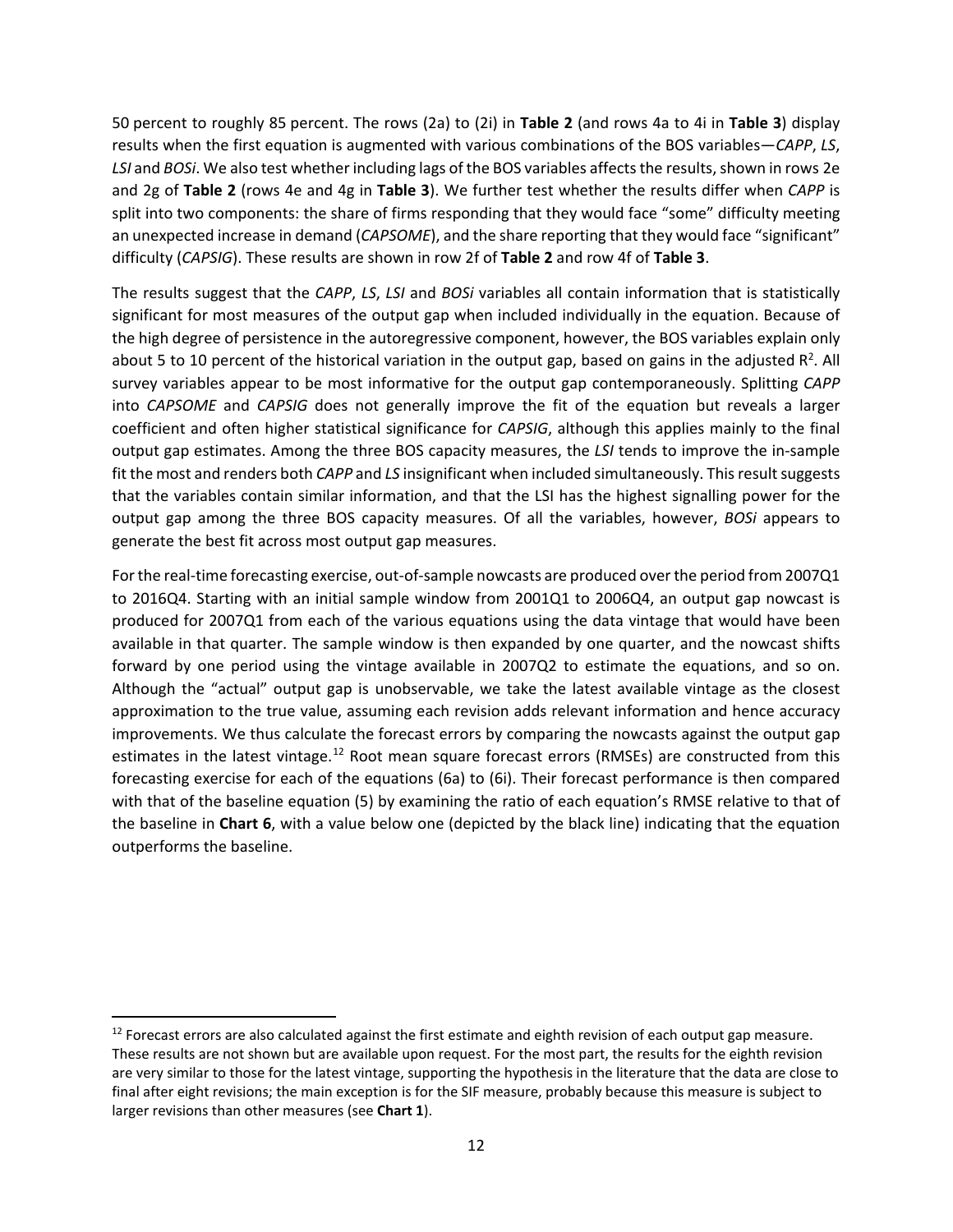50 percent to roughly 85 percent. The rows (2a) to (2i) in **Table 2** (and rows 4a to 4i in **Table 3**) display results when the first equation is augmented with various combinations of the BOS variables—*CAPP*, *LS*, *LSI* and *BOSi*. We also test whether including lags of the BOS variables affects the results, shown in rows 2e and 2g of **Table 2** (rows 4e and 4g in **Table 3**). We further test whether the results differ when *CAPP* is split into two components: the share of firms responding that they would face "some" difficulty meeting an unexpected increase in demand (*CAPSOME*), and the share reporting that they would face "significant" difficulty (*CAPSIG*). These results are shown in row 2f of **Table 2** and row 4f of **Table 3**.

The results suggest that the *CAPP*, *LS*, *LSI* and *BOSi* variables all contain information that is statistically significant for most measures of the output gap when included individually in the equation. Because of the high degree of persistence in the autoregressive component, however, the BOS variables explain only about 5 to 10 percent of the historical variation in the output gap, based on gains in the adjusted $R^2$. All survey variables appear to be most informative for the output gap contemporaneously. Splitting *CAPP* into *CAPSOME* and *CAPSIG* does not generally improve the fit of the equation but reveals a larger coefficient and often higher statistical significance for *CAPSIG*, although this applies mainly to the final output gap estimates. Among the three BOS capacity measures, the *LSI* tends to improve the in-sample fit the most and renders both *CAPP* and *LS* insignificant when included simultaneously. This result suggests that the variables contain similar information, and that the LSI has the highest signalling power for the output gap among the three BOS capacity measures. Of all the variables, however, *BOSi* appears to generate the best fit across most output gap measures.

For the real-time forecasting exercise, out-of-sample nowcasts are produced over the period from 2007Q1 to 2016Q4. Starting with an initial sample window from 2001Q1 to 2006Q4, an output gap nowcast is produced for 2007Q1 from each of the various equations using the data vintage that would have been available in that quarter. The sample window is then expanded by one quarter, and the nowcast shifts forward by one period using the vintage available in 2007Q2 to estimate the equations, and so on. Although the "actual" output gap is unobservable, we take the latest available vintage as the closest approximation to the true value, assuming each revision adds relevant information and hence accuracy improvements. We thus calculate the forecast errors by comparing the nowcasts against the output gap estimates in the latest vintage.[12] Root mean square forecast errors (RMSEs) are constructed from this forecasting exercise for each of the equations (6a) to (6i). Their forecast performance is then compared with that of the baseline equation (5) by examining the ratio of each equation's RMSE relative to that of the baseline in **Chart 6**, with a value below one (depicted by the black line) indicating that the equation outperforms the baseline.

[12] Forecast errors are also calculated against the first estimate and eighth revision of each output gap measure. These results are not shown but are available upon request. For the most part, the results for the eighth revision are very similar to those for the latest vintage, supporting the hypothesis in the literature that the data are close to final after eight revisions; the main exception is for the SIF measure, probably because this measure is subject to larger revisions than other measures (see **Chart 1**).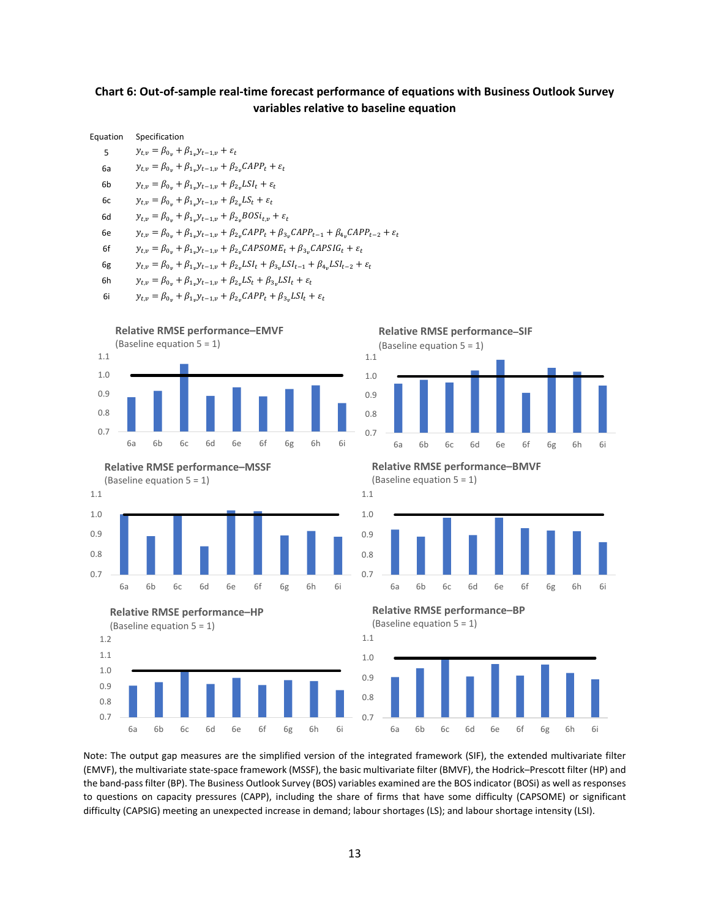**Chart 6: Out-of-sample real-time forecast performance of equations with Business Outlook Survey variables relative to baseline equation**

| Equation | Specification |
|---|---|
| 5 | $y_{t,v} = \beta_{0_v} + \beta_{1_v} y_{t-1,v} + \varepsilon_t$ |
| 6a | $y_{t,v} = \beta_{0_v} + \beta_{1_v} y_{t-1,v} + \beta_{2_v} CAPP_t + \varepsilon_t$ |
| 6b | $y_{t,v} = \beta_{0_v} + \beta_{1_v} y_{t-1,v} + \beta_{2_v} LSI_t + \varepsilon_t$ |
| 6c | $y_{t,v} = \beta_{0_v} + \beta_{1_v} y_{t-1,v} + \beta_{2_v} LS_t + \varepsilon_t$ |
| 6d | $y_{t,v} = \beta_{0_v} + \beta_{1_v} y_{t-1,v} + \beta_{2_v} BOSi_{t,v} + \varepsilon_t$ |
| 6e | $y_{t,v} = \beta_{0_v} + \beta_{1_v} y_{t-1,v} + \beta_{2_v} CAPP_t + \beta_{3_v} CAPP_{t-1} + \beta_{4_v} CAPP_{t-2} + \varepsilon_t$ |
| 6f | $y_{t,v} = \beta_{0_v} + \beta_{1_v} y_{t-1,v} + \beta_{2_v} CAPSOME_t + \beta_{3_v} CAPSIG_t + \varepsilon_t$ |
| 6g | $y_{t,v} = \beta_{0_v} + \beta_{1_v} y_{t-1,v} + \beta_{2_v} LSI_t + \beta_{3_v} LSI_{t-1} + \beta_{4_v} LSI_{t-2} + \varepsilon_t$ |
| 6h | $y_{t,v} = \beta_{0_v} + \beta_{1_v} y_{t-1,v} + \beta_{2_v} LS_t + \beta_{3_v} LSI_t + \varepsilon_t$ |
| 6i | $y_{t,v} = \beta_{0_v} + \beta_{1_v} y_{t-1,v} + \beta_{2_v} CAPP_t + \beta_{3_v} LSI_t + \varepsilon_t$ |

**Relative RMSE performance–EMVF**
(Baseline equation 5 = 1)

**Relative RMSE performance–SIF**
(Baseline equation 5 = 1)

**Relative RMSE performance–MSSF**
(Baseline equation 5 = 1)

**Relative RMSE performance–BMVF**
(Baseline equation 5 = 1)

**Relative RMSE performance–HP**
(Baseline equation 5 = 1)

**Relative RMSE performance–BP**
(Baseline equation 5 = 1)

Note: The output gap measures are the simplified version of the integrated framework (SIF), the extended multivariate filter (EMVF), the multivariate state-space framework (MSSF), the basic multivariate filter (BMVF), the Hodrick–Prescott filter (HP) and the band-pass filter (BP). The Business Outlook Survey (BOS) variables examined are the BOS indicator (BOSi) as well as responses to questions on capacity pressures (CAPP), including the share of firms that have some difficulty (CAPSOME) or significant difficulty (CAPSIG) meeting an unexpected increase in demand; labour shortages (LS); and labour shortage intensity (LSI).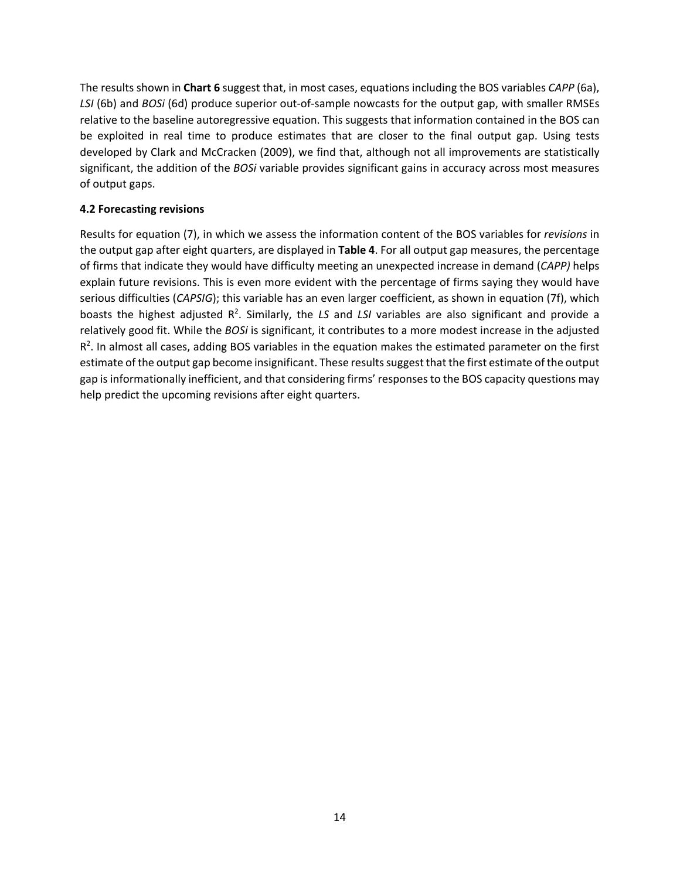The results shown in **Chart 6** suggest that, in most cases, equations including the BOS variables *CAPP* (6a), *LSI* (6b) and *BOSi* (6d) produce superior out-of-sample nowcasts for the output gap, with smaller RMSEs relative to the baseline autoregressive equation. This suggests that information contained in the BOS can be exploited in real time to produce estimates that are closer to the final output gap. Using tests developed by Clark and McCracken (2009), we find that, although not all improvements are statistically significant, the addition of the *BOSi* variable provides significant gains in accuracy across most measures of output gaps.

### 4.2 Forecasting revisions

Results for equation (7), in which we assess the information content of the BOS variables for *revisions* in the output gap after eight quarters, are displayed in **Table 4**. For all output gap measures, the percentage of firms that indicate they would have difficulty meeting an unexpected increase in demand (*CAPP)* helps explain future revisions. This is even more evident with the percentage of firms saying they would have serious difficulties (*CAPSIG*); this variable has an even larger coefficient, as shown in equation (7f), which boasts the highest adjusted $R^2$. Similarly, the *LS* and *LSI* variables are also significant and provide a relatively good fit. While the *BOSi* is significant, it contributes to a more modest increase in the adjusted $R^2$. In almost all cases, adding BOS variables in the equation makes the estimated parameter on the first estimate of the output gap become insignificant. These results suggest that the first estimate of the output gap is informationally inefficient, and that considering firms' responses to the BOS capacity questions may help predict the upcoming revisions after eight quarters.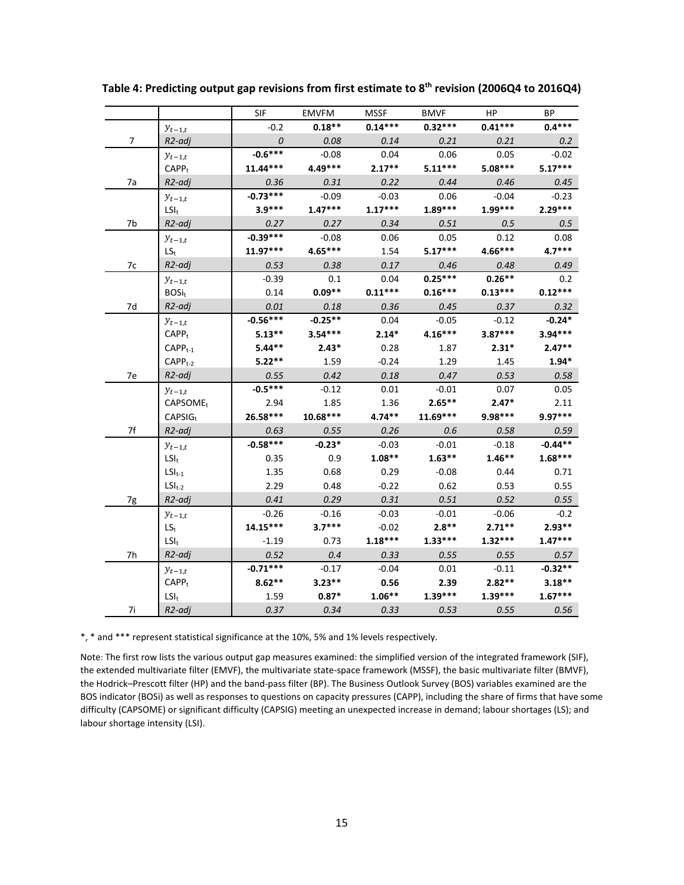**Table 4: Predicting output gap revisions from first estimate to 8th revision (2006Q4 to 2016Q4)**

| | | SIF | EMVFM | MSSF | BMVF | HP | BP |
|---|---|---|---|---|---|---|---|
| | $y_{t-1,t}$ | -0.2 | **0.18**** | **0.14***** | **0.32***** | **0.41***** | **0.4***** |
| 7 | *R2-adj* | *0* | *0.08* | *0.14* | *0.21* | *0.21* | *0.2* |
| | $y_{t-1,t}$ | **-0.6***** | -0.08 | 0.04 | 0.06 | 0.05 | -0.02 |
| | $CAPP_t$ | **11.44***** | **4.49***** | **2.17**** | **5.11***** | **5.08***** | **5.17***** |
| 7a | *R2-adj* | *0.36* | *0.31* | *0.22* | *0.44* | *0.46* | *0.45* |
| | $y_{t-1,t}$ | **-0.73***** | -0.09 | -0.03 | 0.06 | -0.04 | -0.23 |
| | $LSI_t$ | **3.9***** | **1.47***** | **1.17***** | **1.89***** | **1.99***** | **2.29***** |
| 7b | *R2-adj* | *0.27* | *0.27* | *0.34* | *0.51* | *0.5* | *0.5* |
| | $y_{t-1,t}$ | **-0.39***** | -0.08 | 0.06 | 0.05 | 0.12 | 0.08 |
| | $LS_t$ | **11.97***** | **4.65***** | 1.54 | **5.17***** | **4.66***** | **4.7***** |
| 7c | *R2-adj* | *0.53* | *0.38* | *0.17* | *0.46* | *0.48* | *0.49* |
| | $y_{t-1,t}$ | -0.39 | 0.1 | 0.04 | **0.25***** | **0.26**** | 0.2 |
| | $BOSi_t$ | 0.14 | **0.09**** | **0.11***** | **0.16***** | **0.13***** | **0.12***** |
| 7d | *R2-adj* | *0.01* | *0.18* | *0.36* | *0.45* | *0.37* | *0.32* |
| | $y_{t-1,t}$ | **-0.56***** | **-0.25**** | 0.04 | -0.05 | -0.12 | **-0.24*** |
| | $CAPP_t$ | **5.13**** | **3.54***** | **2.14*** | **4.16***** | **3.87***** | **3.94***** |
| | $CAPP_{t-1}$ | **5.44**** | **2.43*** | 0.28 | 1.87 | **2.31*** | **2.47**** |
| | $CAPP_{t-2}$ | **5.22**** | 1.59 | -0.24 | 1.29 | 1.45 | **1.94*** |
| 7e | *R2-adj* | *0.55* | *0.42* | *0.18* | *0.47* | *0.53* | *0.58* |
| | $y_{t-1,t}$ | **-0.5***** | -0.12 | 0.01 | -0.01 | 0.07 | 0.05 |
| | $CAPSOME_t$ | 2.94 | 1.85 | 1.36 | **2.65**** | **2.47*** | 2.11 |
| | $CAPSIG_t$ | **26.58***** | **10.68***** | **4.74**** | **11.69***** | **9.98***** | **9.97***** |
| 7f | *R2-adj* | *0.63* | *0.55* | *0.26* | *0.6* | *0.58* | *0.59* |
| | $y_{t-1,t}$ | **-0.58***** | **-0.23*** | -0.03 | -0.01 | -0.18 | **-0.44**** |
| | $LSI_t$ | 0.35 | 0.9 | **1.08**** | **1.63**** | **1.46**** | **1.68***** |
| | $LSI_{t-1}$ | 1.35 | 0.68 | 0.29 | -0.08 | 0.44 | 0.71 |
| | $LSI_{t-2}$ | 2.29 | 0.48 | -0.22 | 0.62 | 0.53 | 0.55 |
| 7g | *R2-adj* | *0.41* | *0.29* | *0.31* | *0.51* | *0.52* | *0.55* |
| | $y_{t-1,t}$ | -0.26 | -0.16 | -0.03 | -0.01 | -0.06 | -0.2 |
| | $LS_t$ | **14.15***** | **3.7***** | -0.02 | **2.8**** | **2.71**** | **2.93**** |
| | $LSI_t$ | -1.19 | 0.73 | **1.18***** | **1.33***** | **1.32***** | **1.47***** |
| 7h | *R2-adj* | *0.52* | *0.4* | *0.33* | *0.55* | *0.55* | *0.57* |
| | $y_{t-1,t}$ | **-0.71***** | -0.17 | -0.04 | 0.01 | -0.11 | **-0.32**** |
| | $CAPP_t$ | **8.62**** | **3.23**** | **0.56** | **2.39** | **2.82**** | **3.18**** |
| | $LSI_t$ | 1.59 | **0.87*** | **1.06**** | **1.39***** | **1.39***** | **1.67***** |
| 7i | *R2-adj* | *0.37* | *0.34* | *0.33* | *0.53* | *0.55* | *0.56* |

*, * and *** represent statistical significance at the 10%, 5% and 1% levels respectively.

Note: The first row lists the various output gap measures examined: the simplified version of the integrated framework (SIF), the extended multivariate filter (EMVF), the multivariate state-space framework (MSSF), the basic multivariate filter (BMVF), the Hodrick–Prescott filter (HP) and the band-pass filter (BP). The Business Outlook Survey (BOS) variables examined are the BOS indicator (BOSi) as well as responses to questions on capacity pressures (CAPP), including the share of firms that have some difficulty (CAPSOME) or significant difficulty (CAPSIG) meeting an unexpected increase in demand; labour shortages (LS); and labour shortage intensity (LSI).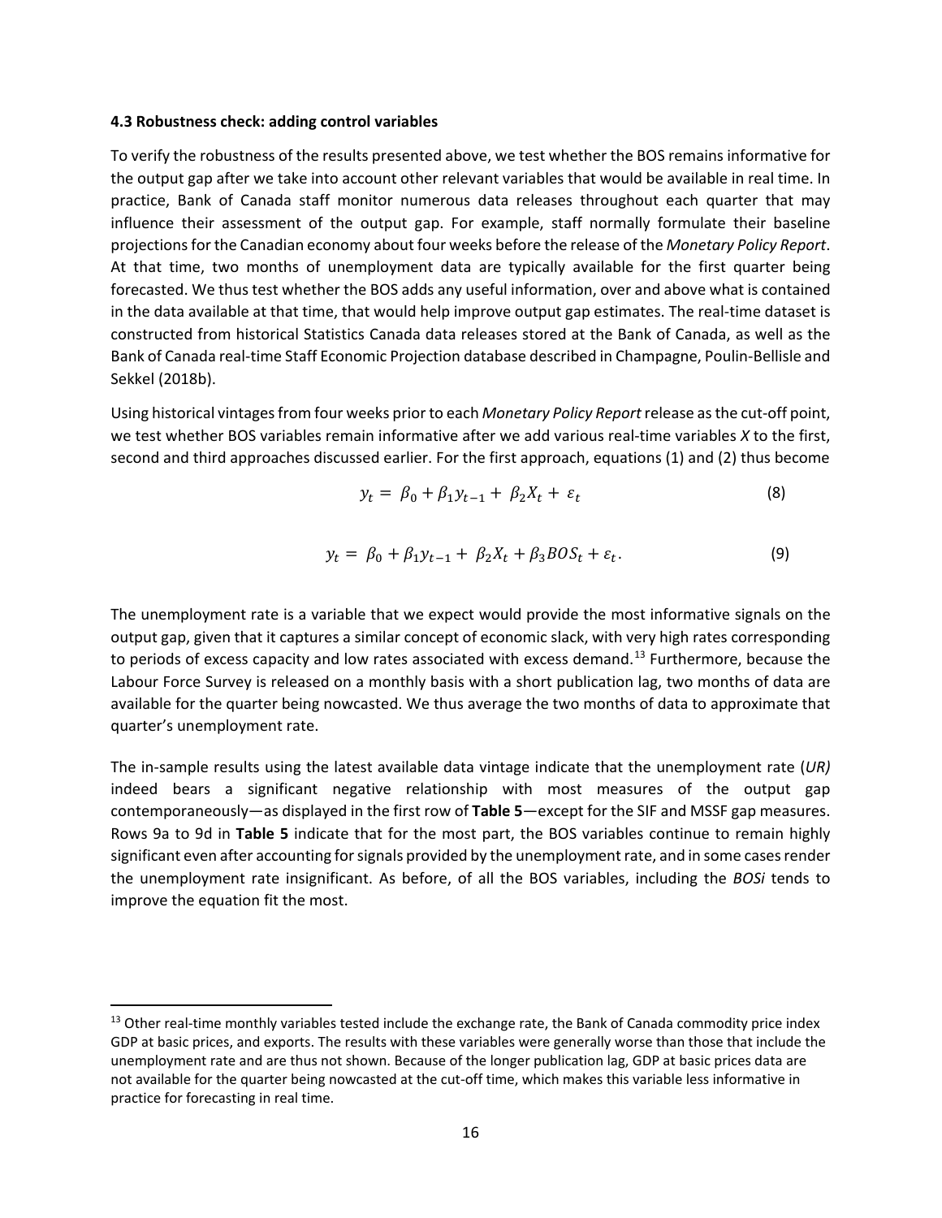### 4.3 Robustness check: adding control variables

To verify the robustness of the results presented above, we test whether the BOS remains informative for the output gap after we take into account other relevant variables that would be available in real time. In practice, Bank of Canada staff monitor numerous data releases throughout each quarter that may influence their assessment of the output gap. For example, staff normally formulate their baseline projections for the Canadian economy about four weeks before the release of the *Monetary Policy Report*. At that time, two months of unemployment data are typically available for the first quarter being forecasted. We thus test whether the BOS adds any useful information, over and above what is contained in the data available at that time, that would help improve output gap estimates. The real-time dataset is constructed from historical Statistics Canada data releases stored at the Bank of Canada, as well as the Bank of Canada real-time Staff Economic Projection database described in Champagne, Poulin-Bellisle and Sekkel (2018b).

Using historical vintages from four weeks prior to each *Monetary Policy Report* release as the cut-off point, we test whether BOS variables remain informative after we add various real-time variables *X* to the first, second and third approaches discussed earlier. For the first approach, equations (1) and (2) thus become

$$y_t = \beta_0 + \beta_1 y_{t-1} + \beta_2 X_t + \varepsilon_t \tag{8}$$

$$y_t = \beta_0 + \beta_1 y_{t-1} + \beta_2 X_t + \beta_3 BOS_t + \varepsilon_t. \tag{9}$$

The unemployment rate is a variable that we expect would provide the most informative signals on the output gap, given that it captures a similar concept of economic slack, with very high rates corresponding to periods of excess capacity and low rates associated with excess demand.[13] Furthermore, because the Labour Force Survey is released on a monthly basis with a short publication lag, two months of data are available for the quarter being nowcasted. We thus average the two months of data to approximate that quarter's unemployment rate.

The in-sample results using the latest available data vintage indicate that the unemployment rate (*UR)* indeed bears a significant negative relationship with most measures of the output gap contemporaneously—as displayed in the first row of **Table 5**—except for the SIF and MSSF gap measures. Rows 9a to 9d in **Table 5** indicate that for the most part, the BOS variables continue to remain highly significant even after accounting for signals provided by the unemployment rate, and in some cases render the unemployment rate insignificant. As before, of all the BOS variables, including the *BOSi* tends to improve the equation fit the most.

[13] Other real-time monthly variables tested include the exchange rate, the Bank of Canada commodity price index GDP at basic prices, and exports. The results with these variables were generally worse than those that include the unemployment rate and are thus not shown. Because of the longer publication lag, GDP at basic prices data are not available for the quarter being nowcasted at the cut-off time, which makes this variable less informative in practice for forecasting in real time.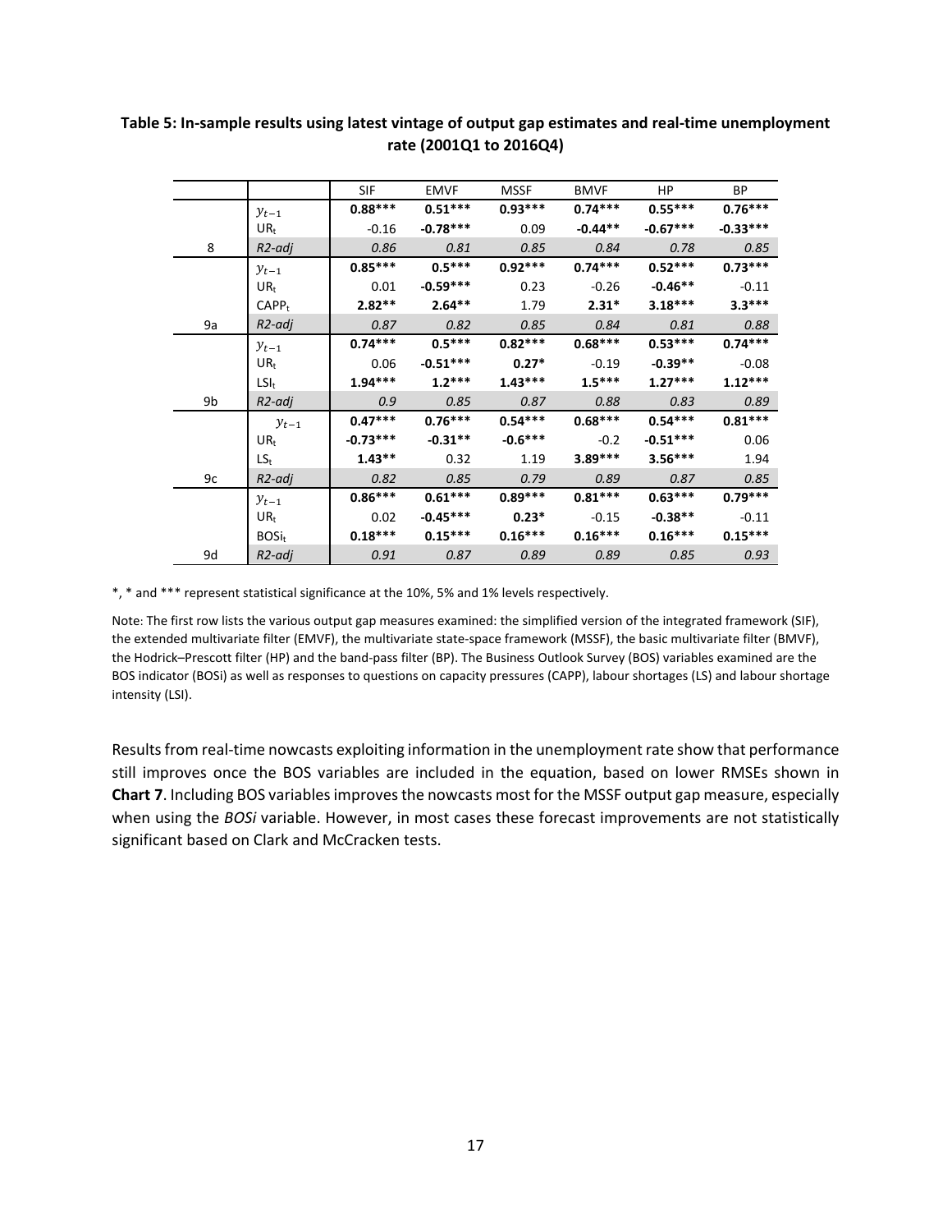**Table 5: In-sample results using latest vintage of output gap estimates and real-time unemployment rate (2001Q1 to 2016Q4)**

| | | SIF | EMVF | MSSF | BMVF | HP | BP |
|---|---|---|---|---|---|---|---|
| | $y_{t-1}$ | **0.88*** ** | **0.51*** ** | **0.93*** ** | **0.74*** ** | **0.55*** ** | **0.76*** ** |
| | $UR_t$ | -0.16 | **-0.78*** ** | 0.09 | **-0.44** ** | **-0.67*** ** | **-0.33*** ** |
| 8 | *R2-adj* | *0.86* | *0.81* | *0.85* | *0.84* | *0.78* | *0.85* |
| | $y_{t-1}$ | **0.85*** ** | **0.5*** ** | **0.92*** ** | **0.74*** ** | **0.52*** ** | **0.73*** ** |
| | $UR_t$ | 0.01 | **-0.59*** ** | 0.23 | -0.26 | **-0.46** ** | -0.11 |
| | $CAPP_t$ | **2.82** ** | **2.64** ** | 1.79 | **2.31*** | **3.18*** ** | **3.3*** ** |
| 9a | *R2-adj* | *0.87* | *0.82* | *0.85* | *0.84* | *0.81* | *0.88* |
| | $y_{t-1}$ | **0.74*** ** | **0.5*** ** | **0.82*** ** | **0.68*** ** | **0.53*** ** | **0.74*** ** |
| | $UR_t$ | 0.06 | **-0.51*** ** | **0.27*** | -0.19 | **-0.39** ** | -0.08 |
| | $LSI_t$ | **1.94*** ** | **1.2*** ** | **1.43*** ** | **1.5*** ** | **1.27*** ** | **1.12*** ** |
| 9b | *R2-adj* | *0.9* | *0.85* | *0.87* | *0.88* | *0.83* | *0.89* |
| | $y_{t-1}$ | **0.47*** ** | **0.76*** ** | **0.54*** ** | **0.68*** ** | **0.54*** ** | **0.81*** ** |
| | $UR_t$ | **-0.73*** ** | **-0.31** ** | **-0.6*** ** | -0.2 | **-0.51*** ** | 0.06 |
| | $LS_t$ | **1.43** ** | 0.32 | 1.19 | **3.89*** ** | **3.56*** ** | 1.94 |
| 9c | *R2-adj* | *0.82* | *0.85* | *0.79* | *0.89* | *0.87* | *0.85* |
| | $y_{t-1}$ | **0.86*** ** | **0.61*** ** | **0.89*** ** | **0.81*** ** | **0.63*** ** | **0.79*** ** |
| | $UR_t$ | 0.02 | **-0.45*** ** | **0.23*** | -0.15 | **-0.38** ** | -0.11 |
| | $BOSi_t$ | **0.18*** ** | **0.15*** ** | **0.16*** ** | **0.16*** ** | **0.16*** ** | **0.15*** ** |
| 9d | *R2-adj* | *0.91* | *0.87* | *0.89* | *0.89* | *0.85* | *0.93* |

*, * and *** represent statistical significance at the 10%, 5% and 1% levels respectively.

Note: The first row lists the various output gap measures examined: the simplified version of the integrated framework (SIF), the extended multivariate filter (EMVF), the multivariate state-space framework (MSSF), the basic multivariate filter (BMVF), the Hodrick–Prescott filter (HP) and the band-pass filter (BP). The Business Outlook Survey (BOS) variables examined are the BOS indicator (BOSi) as well as responses to questions on capacity pressures (CAPP), labour shortages (LS) and labour shortage intensity (LSI).

Results from real-time nowcasts exploiting information in the unemployment rate show that performance still improves once the BOS variables are included in the equation, based on lower RMSEs shown in **Chart 7**. Including BOS variables improves the nowcasts most for the MSSF output gap measure, especially when using the *BOSi* variable. However, in most cases these forecast improvements are not statistically significant based on Clark and McCracken tests.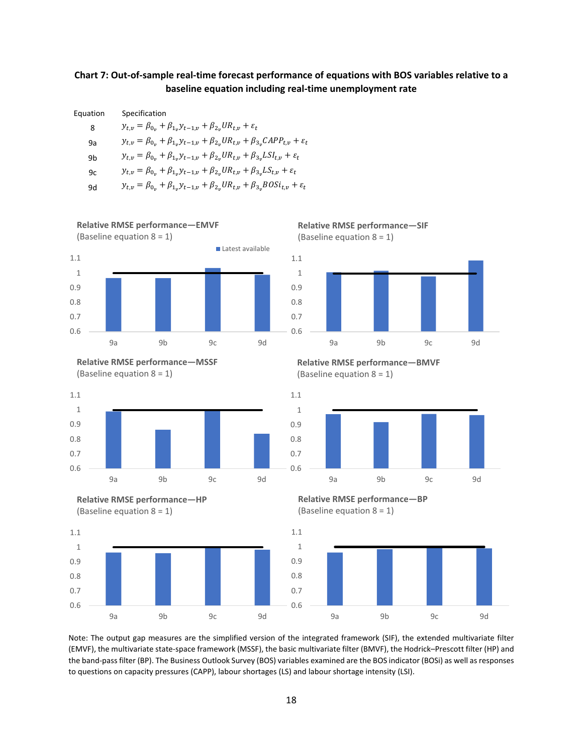**Chart 7: Out-of-sample real-time forecast performance of equations with BOS variables relative to a baseline equation including real-time unemployment rate**

| Equation | Specification |
|---|---|
| 8 | $y_{t,v} = \beta_{0_v} + \beta_{1_v} y_{t-1,v} + \beta_{2_v} UR_{t,v} + \varepsilon_t$ |
| 9a | $y_{t,v} = \beta_{0_v} + \beta_{1_v} y_{t-1,v} + \beta_{2_v} UR_{t,v} + \beta_{3_v} CAPP_{t,v} + \varepsilon_t$ |
| 9b | $y_{t,v} = \beta_{0_v} + \beta_{1_v} y_{t-1,v} + \beta_{2_v} UR_{t,v} + \beta_{3_v} LSI_{t,v} + \varepsilon_t$ |
| 9c | $y_{t,v} = \beta_{0_v} + \beta_{1_v} y_{t-1,v} + \beta_{2_v} UR_{t,v} + \beta_{3_v} LS_{t,v} + \varepsilon_t$ |
| 9d | $y_{t,v} = \beta_{0_v} + \beta_{1_v} y_{t-1,v} + \beta_{2_v} UR_{t,v} + \beta_{3_v} BOSi_{t,v} + \varepsilon_t$ |

**Relative RMSE performance—EMVF**
(Baseline equation 8 = 1)

**Relative RMSE performance—SIF**
(Baseline equation 8 = 1)

**Relative RMSE performance—MSSF**
(Baseline equation 8 = 1)

**Relative RMSE performance—BMVF**
(Baseline equation 8 = 1)

**Relative RMSE performance—HP**
(Baseline equation 8 = 1)

**Relative RMSE performance—BP**
(Baseline equation 8 = 1)

Note: The output gap measures are the simplified version of the integrated framework (SIF), the extended multivariate filter (EMVF), the multivariate state-space framework (MSSF), the basic multivariate filter (BMVF), the Hodrick–Prescott filter (HP) and the band-pass filter (BP). The Business Outlook Survey (BOS) variables examined are the BOS indicator (BOSi) as well as responses to questions on capacity pressures (CAPP), labour shortages (LS) and labour shortage intensity (LSI).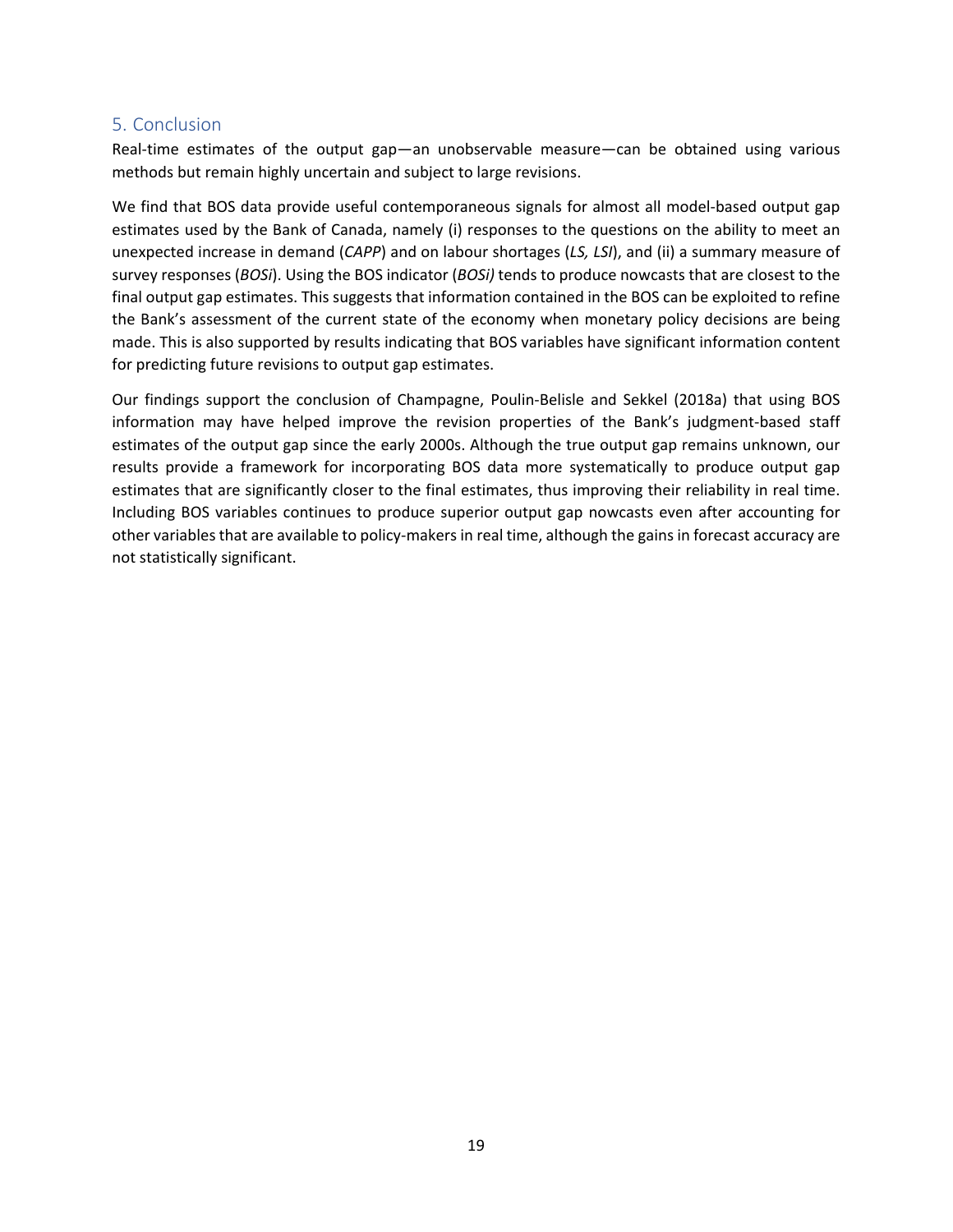## 5. Conclusion

Real-time estimates of the output gap—an unobservable measure—can be obtained using various methods but remain highly uncertain and subject to large revisions.

We find that BOS data provide useful contemporaneous signals for almost all model-based output gap estimates used by the Bank of Canada, namely (i) responses to the questions on the ability to meet an unexpected increase in demand (*CAPP*) and on labour shortages (*LS, LSI*), and (ii) a summary measure of survey responses (*BOSi*). Using the BOS indicator (*BOSi)* tends to produce nowcasts that are closest to the final output gap estimates. This suggests that information contained in the BOS can be exploited to refine the Bank's assessment of the current state of the economy when monetary policy decisions are being made. This is also supported by results indicating that BOS variables have significant information content for predicting future revisions to output gap estimates.

Our findings support the conclusion of Champagne, Poulin-Belisle and Sekkel (2018a) that using BOS information may have helped improve the revision properties of the Bank's judgment-based staff estimates of the output gap since the early 2000s. Although the true output gap remains unknown, our results provide a framework for incorporating BOS data more systematically to produce output gap estimates that are significantly closer to the final estimates, thus improving their reliability in real time. Including BOS variables continues to produce superior output gap nowcasts even after accounting for other variables that are available to policy-makers in real time, although the gains in forecast accuracy are not statistically significant.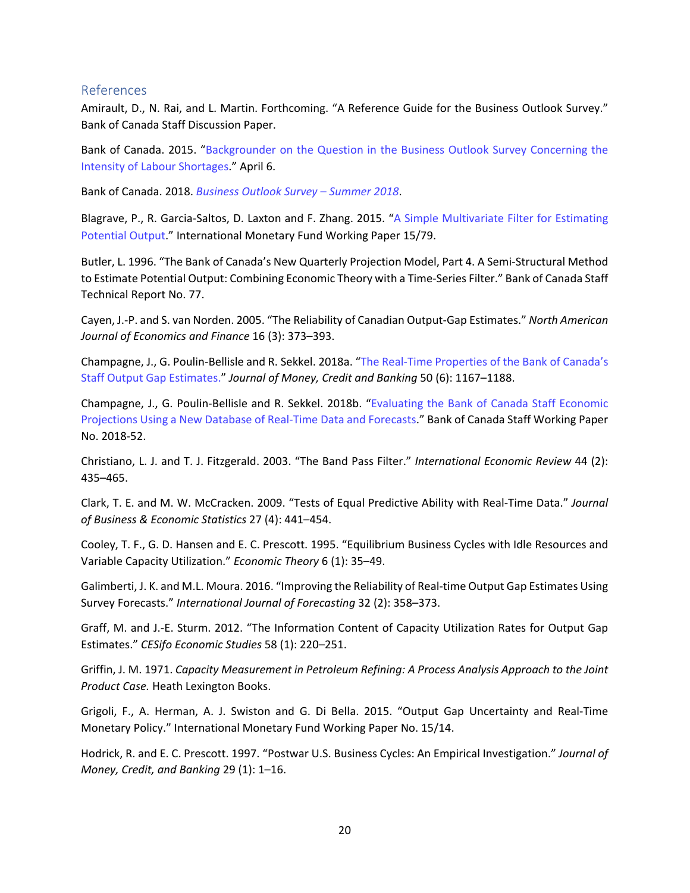## References

Amirault, D., N. Rai, and L. Martin. Forthcoming. "A Reference Guide for the Business Outlook Survey." Bank of Canada Staff Discussion Paper.

Bank of Canada. 2015. "Backgrounder on the Question in the Business Outlook Survey Concerning the Intensity of Labour Shortages." April 6.

Bank of Canada. 2018. *Business Outlook Survey – Summer 2018*.

Blagrave, P., R. Garcia-Saltos, D. Laxton and F. Zhang. 2015. "A Simple Multivariate Filter for Estimating Potential Output." International Monetary Fund Working Paper 15/79.

Butler, L. 1996. "The Bank of Canada's New Quarterly Projection Model, Part 4. A Semi-Structural Method to Estimate Potential Output: Combining Economic Theory with a Time-Series Filter." Bank of Canada Staff Technical Report No. 77.

Cayen, J.-P. and S. van Norden. 2005. "The Reliability of Canadian Output-Gap Estimates." *North American Journal of Economics and Finance* 16 (3): 373–393.

Champagne, J., G. Poulin-Bellisle and R. Sekkel. 2018a. "The Real-Time Properties of the Bank of Canada's Staff Output Gap Estimates." *Journal of Money, Credit and Banking* 50 (6): 1167–1188.

Champagne, J., G. Poulin-Bellisle and R. Sekkel. 2018b. "Evaluating the Bank of Canada Staff Economic Projections Using a New Database of Real-Time Data and Forecasts." Bank of Canada Staff Working Paper No. 2018-52.

Christiano, L. J. and T. J. Fitzgerald. 2003. "The Band Pass Filter." *International Economic Review* 44 (2): 435–465.

Clark, T. E. and M. W. McCracken. 2009. "Tests of Equal Predictive Ability with Real-Time Data." *Journal of Business & Economic Statistics* 27 (4): 441–454.

Cooley, T. F., G. D. Hansen and E. C. Prescott. 1995. "Equilibrium Business Cycles with Idle Resources and Variable Capacity Utilization." *Economic Theory* 6 (1): 35–49.

Galimberti, J. K. and M.L. Moura. 2016. "Improving the Reliability of Real-time Output Gap Estimates Using Survey Forecasts." *International Journal of Forecasting* 32 (2): 358–373.

Graff, M. and J.-E. Sturm. 2012. "The Information Content of Capacity Utilization Rates for Output Gap Estimates." *CESifo Economic Studies* 58 (1): 220–251.

Griffin, J. M. 1971. *Capacity Measurement in Petroleum Refining: A Process Analysis Approach to the Joint Product Case.* Heath Lexington Books.

Grigoli, F., A. Herman, A. J. Swiston and G. Di Bella. 2015. "Output Gap Uncertainty and Real-Time Monetary Policy." International Monetary Fund Working Paper No. 15/14.

Hodrick, R. and E. C. Prescott. 1997. "Postwar U.S. Business Cycles: An Empirical Investigation." *Journal of Money, Credit, and Banking* 29 (1): 1–16.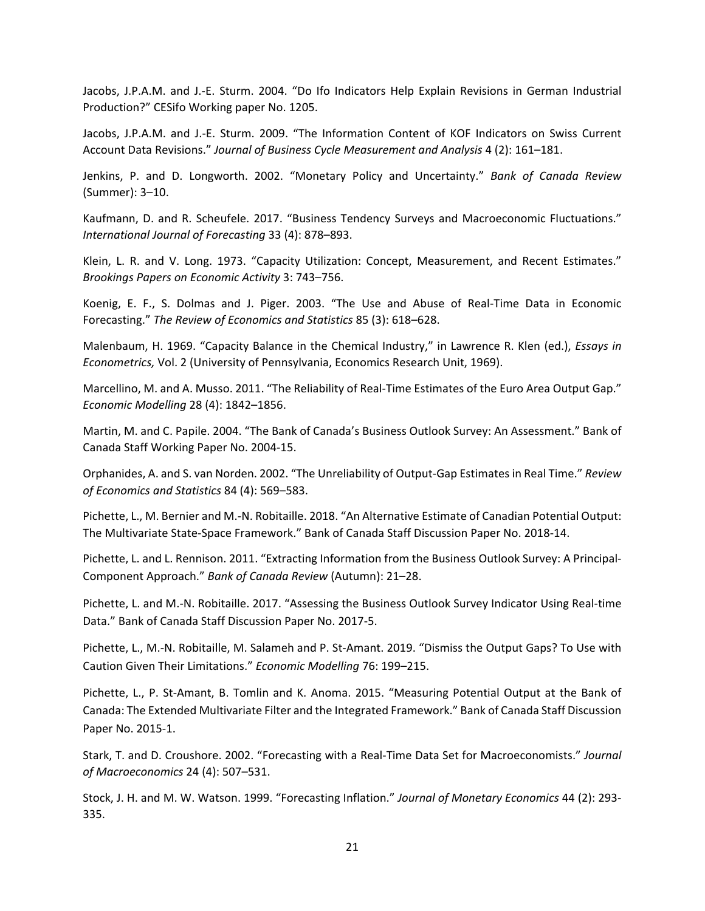Jacobs, J.P.A.M. and J.-E. Sturm. 2004. "Do Ifo Indicators Help Explain Revisions in German Industrial Production?" CESifo Working paper No. 1205.

Jacobs, J.P.A.M. and J.-E. Sturm. 2009. "The Information Content of KOF Indicators on Swiss Current Account Data Revisions." *Journal of Business Cycle Measurement and Analysis* 4 (2): 161–181.

Jenkins, P. and D. Longworth. 2002. "Monetary Policy and Uncertainty." *Bank of Canada Review* (Summer): 3–10.

Kaufmann, D. and R. Scheufele. 2017. "Business Tendency Surveys and Macroeconomic Fluctuations." *International Journal of Forecasting* 33 (4): 878–893.

Klein, L. R. and V. Long. 1973. "Capacity Utilization: Concept, Measurement, and Recent Estimates." *Brookings Papers on Economic Activity* 3: 743–756.

Koenig, E. F., S. Dolmas and J. Piger. 2003. "The Use and Abuse of Real-Time Data in Economic Forecasting." *The Review of Economics and Statistics* 85 (3): 618–628.

Malenbaum, H. 1969. "Capacity Balance in the Chemical Industry," in Lawrence R. Klen (ed.), *Essays in Econometrics,* Vol. 2 (University of Pennsylvania, Economics Research Unit, 1969).

Marcellino, M. and A. Musso. 2011. "The Reliability of Real-Time Estimates of the Euro Area Output Gap." *Economic Modelling* 28 (4): 1842–1856.

Martin, M. and C. Papile. 2004. "The Bank of Canada's Business Outlook Survey: An Assessment." Bank of Canada Staff Working Paper No. 2004-15.

Orphanides, A. and S. van Norden. 2002. "The Unreliability of Output-Gap Estimates in Real Time." *Review of Economics and Statistics* 84 (4): 569–583.

Pichette, L., M. Bernier and M.-N. Robitaille. 2018. "An Alternative Estimate of Canadian Potential Output: The Multivariate State-Space Framework." Bank of Canada Staff Discussion Paper No. 2018-14.

Pichette, L. and L. Rennison. 2011. "Extracting Information from the Business Outlook Survey: A Principal-Component Approach." *Bank of Canada Review* (Autumn): 21–28.

Pichette, L. and M.-N. Robitaille. 2017. "Assessing the Business Outlook Survey Indicator Using Real-time Data." Bank of Canada Staff Discussion Paper No. 2017-5.

Pichette, L., M.-N. Robitaille, M. Salameh and P. St-Amant. 2019. "Dismiss the Output Gaps? To Use with Caution Given Their Limitations." *Economic Modelling* 76: 199–215.

Pichette, L., P. St-Amant, B. Tomlin and K. Anoma. 2015. "Measuring Potential Output at the Bank of Canada: The Extended Multivariate Filter and the Integrated Framework." Bank of Canada Staff Discussion Paper No. 2015-1.

Stark, T. and D. Croushore. 2002. "Forecasting with a Real-Time Data Set for Macroeconomists." *Journal of Macroeconomics* 24 (4): 507–531.

Stock, J. H. and M. W. Watson. 1999. "Forecasting Inflation." *Journal of Monetary Economics* 44 (2): 293-335.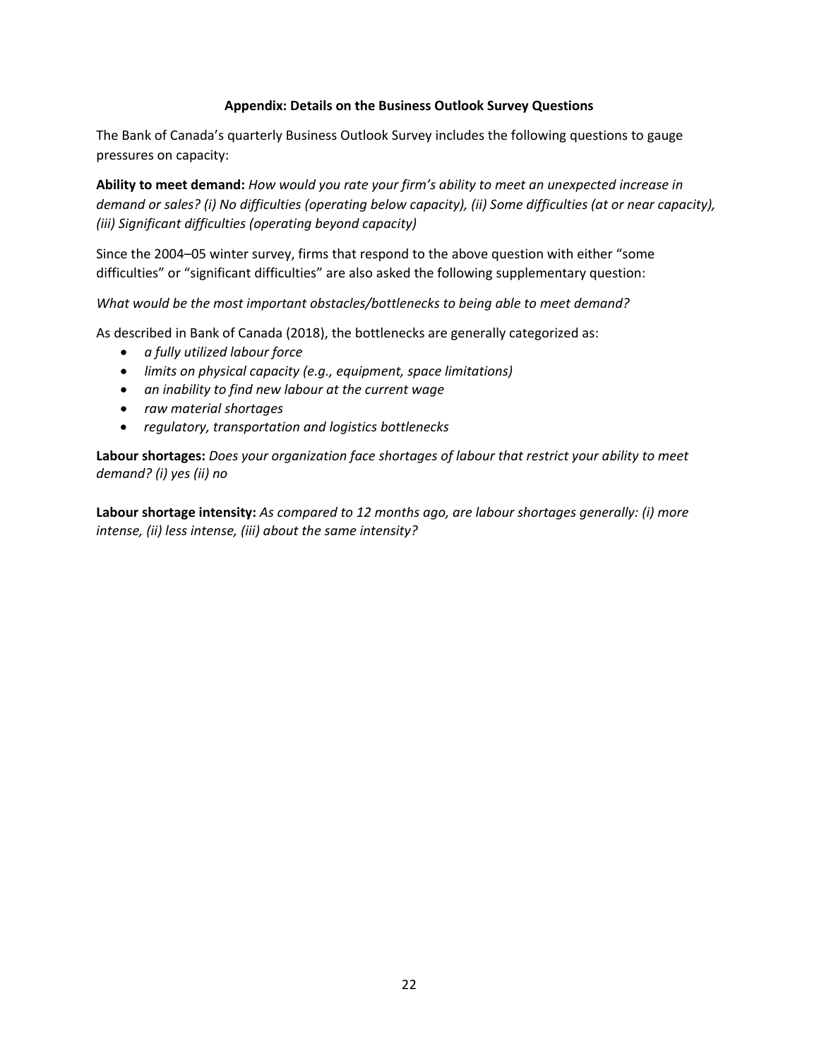## Appendix: Details on the Business Outlook Survey Questions

The Bank of Canada's quarterly Business Outlook Survey includes the following questions to gauge pressures on capacity:

**Ability to meet demand:** *How would you rate your firm's ability to meet an unexpected increase in demand or sales? (i) No difficulties (operating below capacity), (ii) Some difficulties (at or near capacity), (iii) Significant difficulties (operating beyond capacity)*

Since the 2004–05 winter survey, firms that respond to the above question with either "some difficulties" or "significant difficulties" are also asked the following supplementary question:

*What would be the most important obstacles/bottlenecks to being able to meet demand?*

As described in Bank of Canada (2018), the bottlenecks are generally categorized as:

- *a fully utilized labour force*
- *limits on physical capacity (e.g., equipment, space limitations)*
- *an inability to find new labour at the current wage*
- *raw material shortages*
- *regulatory, transportation and logistics bottlenecks*

**Labour shortages:** *Does your organization face shortages of labour that restrict your ability to meet demand? (i) yes (ii) no*

**Labour shortage intensity:** *As compared to 12 months ago, are labour shortages generally: (i) more intense, (ii) less intense, (iii) about the same intensity?*